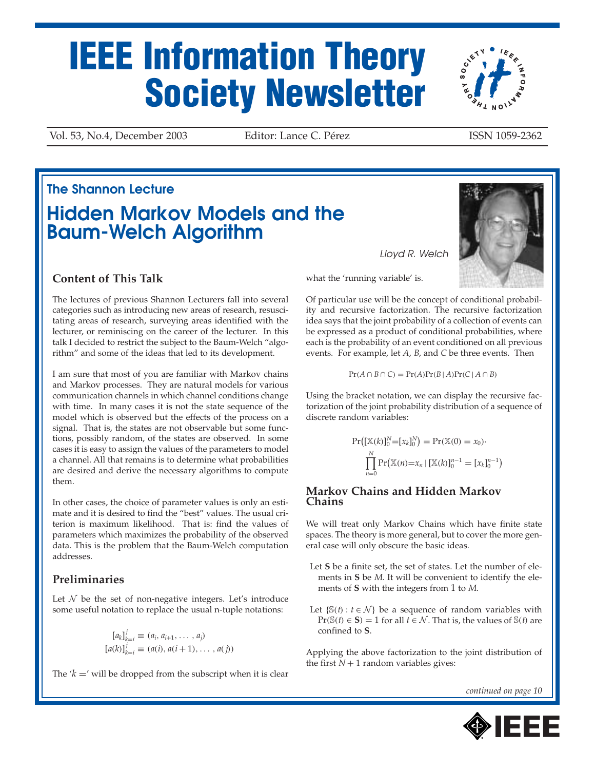# IEEE Information Theory Society Newsletter

Vol. 53, No.4, December 2003 Editor: Lance C. Pérez ISSN 1059-2362

## The Shannon Lecture

# Hidden Markov Models and the Baum-Welch Algorithm

*Lloyd R. Welch*

### Content of This Talk

The lectures of previous Shannon Lecturers fall into several categories such as introducing new areas of research, resuscitating areas of research, surveying areas identified with the lecturer, or reminiscing on the career of the lecturer. In this talk I decided to restrict the subject to the Baum-Welch "algorithm" and some of the ideas that led to its development.

I am sure that most of you are familiar with Markov chains and Markov processes. They are natural models for various communication channels in which channel conditions change with time. In many cases it is not the state sequence of the model which is observed but the effects of the process on a signal. That is, the states are not observable but some functions, possibly random, of the states are observed. In some cases it is easy to assign the values of the parameters to model a channel. All that remains is to determine what probabilities are desired and derive the necessary algorithms to compute them.

In other cases, the choice of parameter values is only an estimate and it is desired to find the "best" values. The usual criterion is maximum likelihood. That is: find the values of parameters which maximizes the probability of the observed data. This is the problem that the Baum-Welch computation addresses.

### Preliminaries

Let $\mathcal{N}$ be the set of non-negative integers. Let's introduce some useful notation to replace the usual n-tuple notations:

$$[a_k]_{k=i}^{j} \equiv (a_i, a_{i+1}, \ldots, a_j)$$
$$[a(k)]_{k=i}^{j} \equiv (a(i), a(i+1), \ldots, a(j))$$

The '$k=$' will be dropped from the subscript when it is clear what the 'running variable' is.

Of particular use will be the concept of conditional probability and recursive factorization. The recursive factorization idea says that the joint probability of a collection of events can be expressed as a product of conditional probabilities, where each is the probability of an event conditioned on all previous events. For example, let $A$, $B$, and $C$ be three events. Then

$$\Pr(A \cap B \cap C) = \Pr(A)\Pr(B \mid A)\Pr(C \mid A \cap B)$$

Using the bracket notation, we can display the recursive factorization of the joint probability distribution of a sequence of discrete random variables:

$$\Pr\big([\mathbb{X}(k)]_0^N = [x_k]_0^N\big) = \Pr(\mathbb{X}(0) = x_0) \cdot \prod_{n=0}^{N} \Pr\big(\mathbb{X}(n) = x_n \mid [\mathbb{X}(k)]_0^{n-1} = [x_k]_0^{n-1}\big)$$

### Markov Chains and Hidden Markov Chains

We will treat only Markov Chains which have finite state spaces. The theory is more general, but to cover the more general case will only obscure the basic ideas.

Let $\mathbf{S}$ be a finite set, the set of states. Let the number of elements in $\mathbf{S}$ be $M$. It will be convenient to identify the elements of $\mathbf{S}$ with the integers from 1 to $M$.

Let $\{\mathbb{S}(t) : t \in \mathcal{N}\}$ be a sequence of random variables with $\Pr(\mathbb{S}(t) \in \mathbf{S}) = 1$ for all $t \in \mathcal{N}$. That is, the values of $\mathbb{S}(t)$ are confined to $\mathbf{S}$.

Applying the above factorization to the joint distribution of the first $N + 1$ random variables gives:

*continued on page 10*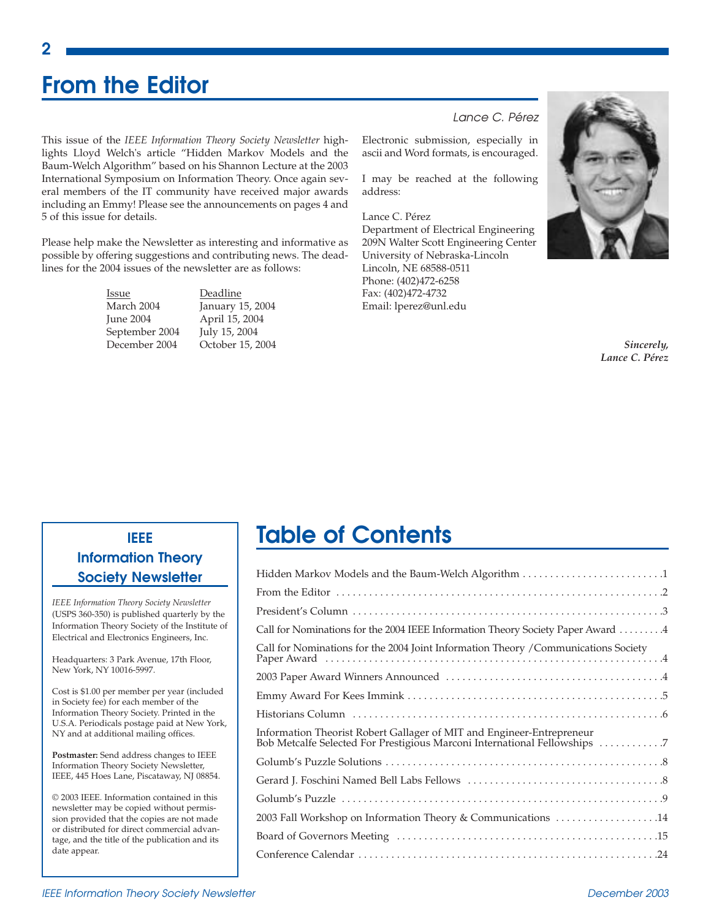# From the Editor

*Lance C. Pérez*

This issue of the *IEEE Information Theory Society Newsletter* highlights Lloyd Welch's article "Hidden Markov Models and the Baum-Welch Algorithm" based on his Shannon Lecture at the 2003 International Symposium on Information Theory. Once again several members of the IT community have received major awards including an Emmy! Please see the announcements on pages 4 and 5 of this issue for details.

Please help make the Newsletter as interesting and informative as possible by offering suggestions and contributing news. The deadlines for the 2004 issues of the newsletter are as follows:

| Issue | Deadline |
|---|---|
| March 2004 | January 15, 2004 |
| June 2004 | April 15, 2004 |
| September 2004 | July 15, 2004 |
| December 2004 | October 15, 2004 |

Electronic submission, especially in ascii and Word formats, is encouraged.

I may be reached at the following address:

Lance C. Pérez
Department of Electrical Engineering
209N Walter Scott Engineering Center
University of Nebraska-Lincoln
Lincoln, NE 68588-0511
Phone: (402)472-6258
Fax: (402)472-4732
Email: lperez@unl.edu

***Sincerely,***
***Lance C. Pérez***

## IEEE Information Theory Society Newsletter

*IEEE Information Theory Society Newsletter* (USPS 360-350) is published quarterly by the Information Theory Society of the Institute of Electrical and Electronics Engineers, Inc.

Headquarters: 3 Park Avenue, 17th Floor, New York, NY 10016-5997.

Cost is $1.00 per member per year (included in Society fee) for each member of the Information Theory Society. Printed in the U.S.A. Periodicals postage paid at New York, NY and at additional mailing offices.

**Postmaster:** Send address changes to IEEE Information Theory Society Newsletter, IEEE, 445 Hoes Lane, Piscataway, NJ 08854.

© 2003 IEEE. Information contained in this newsletter may be copied without permission provided that the copies are not made or distributed for direct commercial advantage, and the title of the publication and its date appear.

# Table of Contents

| | |
|---|---|
| Hidden Markov Models and the Baum-Welch Algorithm | 1 |
| From the Editor | 2 |
| President's Column | 3 |
| Call for Nominations for the 2004 IEEE Information Theory Society Paper Award | 4 |
| Call for Nominations for the 2004 Joint Information Theory /Communications Society Paper Award | 4 |
| 2003 Paper Award Winners Announced | 4 |
| Emmy Award For Kees Immink | 5 |
| Historians Column | 6 |
| Information Theorist Robert Gallager of MIT and Engineer-Entrepreneur Bob Metcalfe Selected For Prestigious Marconi International Fellowships | 7 |
| Golumb's Puzzle Solutions | 8 |
| Gerard J. Foschini Named Bell Labs Fellows | 8 |
| Golumb's Puzzle | 9 |
| 2003 Fall Workshop on Information Theory & Communications | 14 |
| Board of Governors Meeting | 15 |
| Conference Calendar | 24 |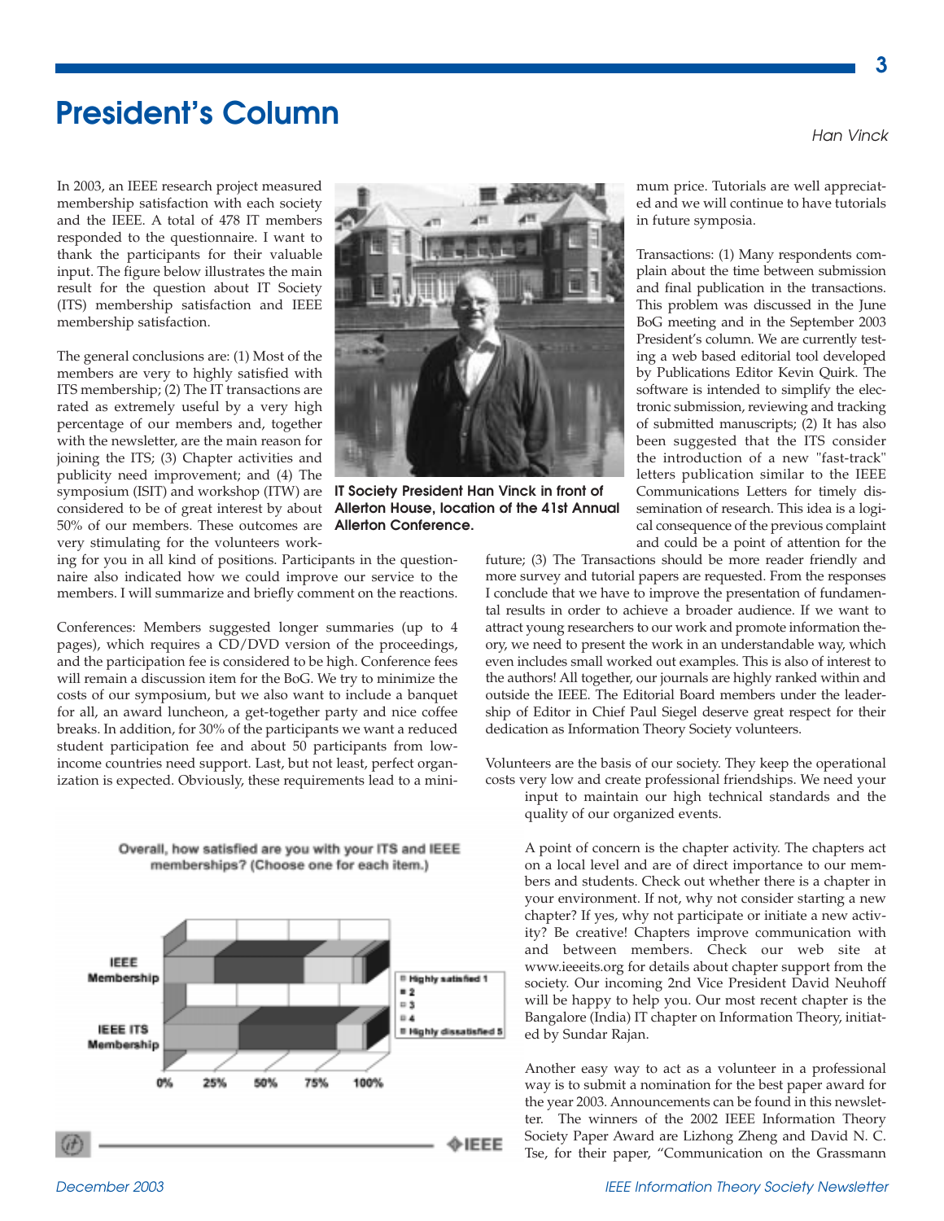# President's Column

*Han Vinck*

In 2003, an IEEE research project measured membership satisfaction with each society and the IEEE. A total of 478 IT members responded to the questionnaire. I want to thank the participants for their valuable input. The figure below illustrates the main result for the question about IT Society (ITS) membership satisfaction and IEEE membership satisfaction.

The general conclusions are: (1) Most of the members are very to highly satisfied with ITS membership; (2) The IT transactions are rated as extremely useful by a very high percentage of our members and, together with the newsletter, are the main reason for joining the ITS; (3) Chapter activities and publicity need improvement; and (4) The symposium (ISIT) and workshop (ITW) are considered to be of great interest by about 50% of our members. These outcomes are very stimulating for the volunteers working for you in all kind of positions. Participants in the questionnaire also indicated how we could improve our service to the members. I will summarize and briefly comment on the reactions.

**IT Society President Han Vinck in front of Allerton House, location of the 41st Annual Allerton Conference.**

Conferences: Members suggested longer summaries (up to 4 pages), which requires a CD/DVD version of the proceedings, and the participation fee is considered to be high. Conference fees will remain a discussion item for the BoG. We try to minimize the costs of our symposium, but we also want to include a banquet for all, an award luncheon, a get-together party and nice coffee breaks. In addition, for 30% of the participants we want a reduced student participation fee and about 50 participants from low-income countries need support. Last, but not least, perfect organization is expected. Obviously, these requirements lead to a minimum price. Tutorials are well appreciated and we will continue to have tutorials in future symposia.

Overall, how satisfied are you with your ITS and IEEE memberships? (Choose one for each item.)

Transactions: (1) Many respondents complain about the time between submission and final publication in the transactions. This problem was discussed in the June BoG meeting and in the September 2003 President's column. We are currently testing a web based editorial tool developed by Publications Editor Kevin Quirk. The software is intended to simplify the electronic submission, reviewing and tracking of submitted manuscripts; (2) It has also been suggested that the ITS consider the introduction of a new "fast-track" letters publication similar to the IEEE Communications Letters for timely dissemination of research. This idea is a logical consequence of the previous complaint and could be a point of attention for the future; (3) The Transactions should be more reader friendly and more survey and tutorial papers are requested. From the responses I conclude that we have to improve the presentation of fundamental results in order to achieve a broader audience. If we want to attract young researchers to our work and promote information theory, we need to present the work in an understandable way, which even includes small worked out examples. This is also of interest to the authors! All together, our journals are highly ranked within and outside the IEEE. The Editorial Board members under the leadership of Editor in Chief Paul Siegel deserve great respect for their dedication as Information Theory Society volunteers.

Volunteers are the basis of our society. They keep the operational costs very low and create professional friendships. We need your input to maintain our high technical standards and the quality of our organized events.

A point of concern is the chapter activity. The chapters act on a local level and are of direct importance to our members and students. Check out whether there is a chapter in your environment. If not, why not consider starting a new chapter? If yes, why not participate or initiate a new activity? Be creative! Chapters improve communication with and between members. Check our web site at www.ieeeits.org for details about chapter support from the society. Our incoming 2nd Vice President David Neuhoff will be happy to help you. Our most recent chapter is the Bangalore (India) IT chapter on Information Theory, initiated by Sundar Rajan.

Another easy way to act as a volunteer in a professional way is to submit a nomination for the best paper award for the year 2003. Announcements can be found in this newsletter. The winners of the 2002 IEEE Information Theory Society Paper Award are Lizhong Zheng and David N. C. Tse, for their paper, "Communication on the Grassmann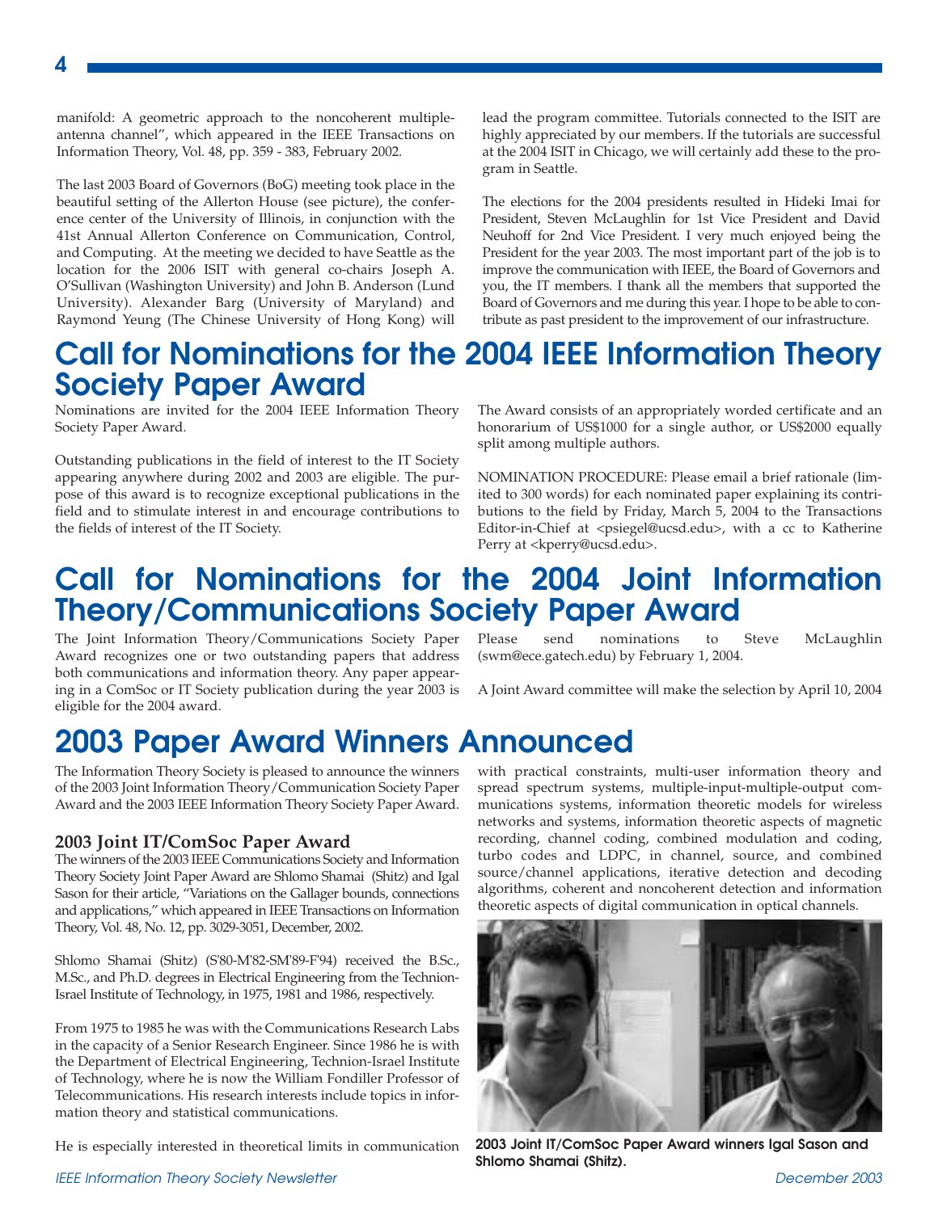manifold: A geometric approach to the noncoherent multiple-antenna channel", which appeared in the IEEE Transactions on Information Theory, Vol. 48, pp. 359 - 383, February 2002.

The last 2003 Board of Governors (BoG) meeting took place in the beautiful setting of the Allerton House (see picture), the conference center of the University of Illinois, in conjunction with the 41st Annual Allerton Conference on Communication, Control, and Computing. At the meeting we decided to have Seattle as the location for the 2006 ISIT with general co-chairs Joseph A. O'Sullivan (Washington University) and John B. Anderson (Lund University). Alexander Barg (University of Maryland) and Raymond Yeung (The Chinese University of Hong Kong) will lead the program committee. Tutorials connected to the ISIT are highly appreciated by our members. If the tutorials are successful at the 2004 ISIT in Chicago, we will certainly add these to the program in Seattle.

The elections for the 2004 presidents resulted in Hideki Imai for President, Steven McLaughlin for 1st Vice President and David Neuhoff for 2nd Vice President. I very much enjoyed being the President for the year 2003. The most important part of the job is to improve the communication with IEEE, the Board of Governors and you, the IT members. I thank all the members that supported the Board of Governors and me during this year. I hope to be able to contribute as past president to the improvement of our infrastructure.

# Call for Nominations for the 2004 IEEE Information Theory Society Paper Award

Nominations are invited for the 2004 IEEE Information Theory Society Paper Award.

Outstanding publications in the field of interest to the IT Society appearing anywhere during 2002 and 2003 are eligible. The purpose of this award is to recognize exceptional publications in the field and to stimulate interest in and encourage contributions to the fields of interest of the IT Society.

The Award consists of an appropriately worded certificate and an honorarium of US$1000 for a single author, or US$2000 equally split among multiple authors.

NOMINATION PROCEDURE: Please email a brief rationale (limited to 300 words) for each nominated paper explaining its contributions to the field by Friday, March 5, 2004 to the Transactions Editor-in-Chief at <psiegel@ucsd.edu>, with a cc to Katherine Perry at <kperry@ucsd.edu>.

# Call for Nominations for the 2004 Joint Information Theory/Communications Society Paper Award

The Joint Information Theory/Communications Society Paper Award recognizes one or two outstanding papers that address both communications and information theory. Any paper appearing in a ComSoc or IT Society publication during the year 2003 is eligible for the 2004 award.

Please send nominations to Steve McLaughlin (swm@ece.gatech.edu) by February 1, 2004.

A Joint Award committee will make the selection by April 10, 2004

# 2003 Paper Award Winners Announced

The Information Theory Society is pleased to announce the winners of the 2003 Joint Information Theory/Communication Society Paper Award and the 2003 IEEE Information Theory Society Paper Award.

### 2003 Joint IT/ComSoc Paper Award

The winners of the 2003 IEEE Communications Society and Information Theory Society Joint Paper Award are Shlomo Shamai (Shitz) and Igal Sason for their article, "Variations on the Gallager bounds, connections and applications," which appeared in IEEE Transactions on Information Theory, Vol. 48, No. 12, pp. 3029-3051, December, 2002.

Shlomo Shamai (Shitz) (S'80-M'82-SM'89-F'94) received the B.Sc., M.Sc., and Ph.D. degrees in Electrical Engineering from the Technion-Israel Institute of Technology, in 1975, 1981 and 1986, respectively.

From 1975 to 1985 he was with the Communications Research Labs in the capacity of a Senior Research Engineer. Since 1986 he is with the Department of Electrical Engineering, Technion-Israel Institute of Technology, where he is now the William Fondiller Professor of Telecommunications. His research interests include topics in information theory and statistical communications.

He is especially interested in theoretical limits in communication with practical constraints, multi-user information theory and spread spectrum systems, multiple-input-multiple-output communications systems, information theoretic models for wireless networks and systems, information theoretic aspects of magnetic recording, channel coding, combined modulation and coding, turbo codes and LDPC, in channel, source, and combined source/channel applications, iterative detection and decoding algorithms, coherent and noncoherent detection and information theoretic aspects of digital communication in optical channels.

**2003 Joint IT/ComSoc Paper Award winners Igal Sason and Shlomo Shamai (Shitz).**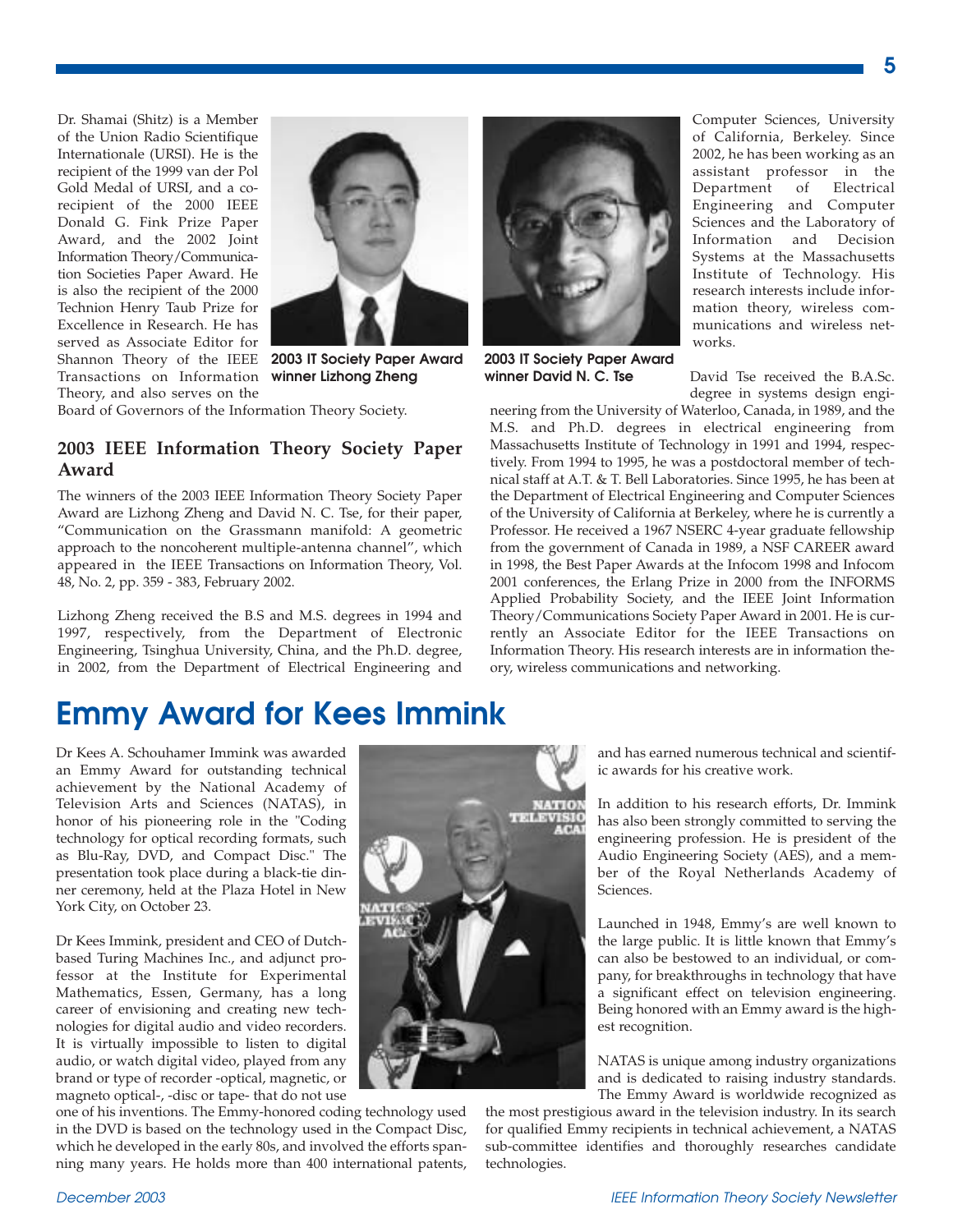Dr. Shamai (Shitz) is a Member of the Union Radio Scientifique Internationale (URSI). He is the recipient of the 1999 van der Pol Gold Medal of URSI, and a co-recipient of the 2000 IEEE Donald G. Fink Prize Paper Award, and the 2002 Joint Information Theory/Communication Societies Paper Award. He is also the recipient of the 2000 Technion Henry Taub Prize for Excellence in Research. He has served as Associate Editor for Shannon Theory of the IEEE Transactions on Information Theory, and also serves on the Board of Governors of the Information Theory Society.

**2003 IT Society Paper Award winner Lizhong Zheng**

**2003 IT Society Paper Award winner David N. C. Tse**

## 2003 IEEE Information Theory Society Paper Award

The winners of the 2003 IEEE Information Theory Society Paper Award are Lizhong Zheng and David N. C. Tse, for their paper, "Communication on the Grassmann manifold: A geometric approach to the noncoherent multiple-antenna channel", which appeared in the IEEE Transactions on Information Theory, Vol. 48, No. 2, pp. 359 - 383, February 2002.

Lizhong Zheng received the B.S and M.S. degrees in 1994 and 1997, respectively, from the Department of Electronic Engineering, Tsinghua University, China, and the Ph.D. degree, in 2002, from the Department of Electrical Engineering and Computer Sciences, University of California, Berkeley. Since 2002, he has been working as an assistant professor in the Department of Electrical Engineering and Computer Sciences and the Laboratory of Information and Decision Systems at the Massachusetts Institute of Technology. His research interests include information theory, wireless communications and wireless networks.

David Tse received the B.A.Sc. degree in systems design engineering from the University of Waterloo, Canada, in 1989, and the M.S. and Ph.D. degrees in electrical engineering from Massachusetts Institute of Technology in 1991 and 1994, respectively. From 1994 to 1995, he was a postdoctoral member of technical staff at A.T. & T. Bell Laboratories. Since 1995, he has been at the Department of Electrical Engineering and Computer Sciences of the University of California at Berkeley, where he is currently a Professor. He received a 1967 NSERC 4-year graduate fellowship from the government of Canada in 1989, a NSF CAREER award in 1998, the Best Paper Awards at the Infocom 1998 and Infocom 2001 conferences, the Erlang Prize in 2000 from the INFORMS Applied Probability Society, and the IEEE Joint Information Theory/Communications Society Paper Award in 2001. He is currently an Associate Editor for the IEEE Transactions on Information Theory. His research interests are in information theory, wireless communications and networking.

# Emmy Award for Kees Immink

Dr Kees A. Schouhamer Immink was awarded an Emmy Award for outstanding technical achievement by the National Academy of Television Arts and Sciences (NATAS), in honor of his pioneering role in the "Coding technology for optical recording formats, such as Blu-Ray, DVD, and Compact Disc." The presentation took place during a black-tie dinner ceremony, held at the Plaza Hotel in New York City, on October 23.

Dr Kees Immink, president and CEO of Dutch-based Turing Machines Inc., and adjunct professor at the Institute for Experimental Mathematics, Essen, Germany, has a long career of envisioning and creating new technologies for digital audio and video recorders. It is virtually impossible to listen to digital audio, or watch digital video, played from any brand or type of recorder -optical, magnetic, or magneto optical-, -disc or tape- that do not use one of his inventions. The Emmy-honored coding technology used in the DVD is based on the technology used in the Compact Disc, which he developed in the early 80s, and involved the efforts spanning many years. He holds more than 400 international patents, and has earned numerous technical and scientific awards for his creative work.

In addition to his research efforts, Dr. Immink has also been strongly committed to serving the engineering profession. He is president of the Audio Engineering Society (AES), and a member of the Royal Netherlands Academy of Sciences.

Launched in 1948, Emmy's are well known to the large public. It is little known that Emmy's can also be bestowed to an individual, or company, for breakthroughs in technology that have a significant effect on television engineering. Being honored with an Emmy award is the highest recognition.

NATAS is unique among industry organizations and is dedicated to raising industry standards. The Emmy Award is worldwide recognized as the most prestigious award in the television industry. In its search for qualified Emmy recipients in technical achievement, a NATAS sub-committee identifies and thoroughly researches candidate technologies.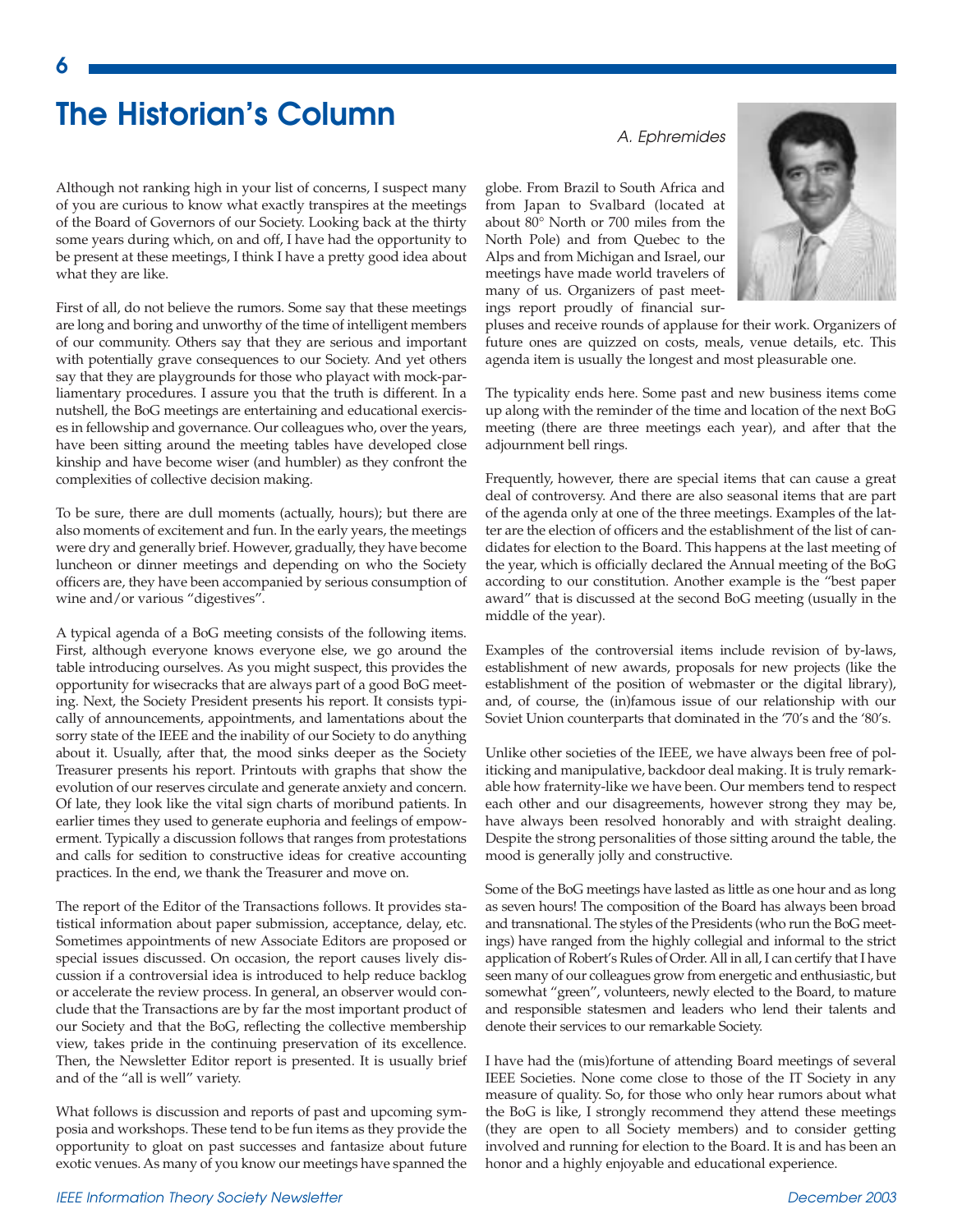# The Historian's Column

*A. Ephremides*

Although not ranking high in your list of concerns, I suspect many of you are curious to know what exactly transpires at the meetings of the Board of Governors of our Society. Looking back at the thirty some years during which, on and off, I have had the opportunity to be present at these meetings, I think I have a pretty good idea about what they are like.

First of all, do not believe the rumors. Some say that these meetings are long and boring and unworthy of the time of intelligent members of our community. Others say that they are serious and important with potentially grave consequences to our Society. And yet others say that they are playgrounds for those who playact with mock-parliamentary procedures. I assure you that the truth is different. In a nutshell, the BoG meetings are entertaining and educational exercises in fellowship and governance. Our colleagues who, over the years, have been sitting around the meeting tables have developed close kinship and have become wiser (and humbler) as they confront the complexities of collective decision making.

To be sure, there are dull moments (actually, hours); but there are also moments of excitement and fun. In the early years, the meetings were dry and generally brief. However, gradually, they have become luncheon or dinner meetings and depending on who the Society officers are, they have been accompanied by serious consumption of wine and/or various "digestives".

A typical agenda of a BoG meeting consists of the following items. First, although everyone knows everyone else, we go around the table introducing ourselves. As you might suspect, this provides the opportunity for wisecracks that are always part of a good BoG meeting. Next, the Society President presents his report. It consists typically of announcements, appointments, and lamentations about the sorry state of the IEEE and the inability of our Society to do anything about it. Usually, after that, the mood sinks deeper as the Society Treasurer presents his report. Printouts with graphs that show the evolution of our reserves circulate and generate anxiety and concern. Of late, they look like the vital sign charts of moribund patients. In earlier times they used to generate euphoria and feelings of empowerment. Typically a discussion follows that ranges from protestations and calls for sedition to constructive ideas for creative accounting practices. In the end, we thank the Treasurer and move on.

The report of the Editor of the Transactions follows. It provides statistical information about paper submission, acceptance, delay, etc. Sometimes appointments of new Associate Editors are proposed or special issues discussed. On occasion, the report causes lively discussion if a controversial idea is introduced to help reduce backlog or accelerate the review process. In general, an observer would conclude that the Transactions are by far the most important product of our Society and that the BoG, reflecting the collective membership view, takes pride in the continuing preservation of its excellence. Then, the Newsletter Editor report is presented. It is usually brief and of the "all is well" variety.

What follows is discussion and reports of past and upcoming symposia and workshops. These tend to be fun items as they provide the opportunity to gloat on past successes and fantasize about future exotic venues. As many of you know our meetings have spanned the globe. From Brazil to South Africa and from Japan to Svalbard (located at about 80° North or 700 miles from the North Pole) and from Quebec to the Alps and from Michigan and Israel, our meetings have made world travelers of many of us. Organizers of past meetings report proudly of financial surpluses and receive rounds of applause for their work. Organizers of future ones are quizzed on costs, meals, venue details, etc. This agenda item is usually the longest and most pleasurable one.

The typicality ends here. Some past and new business items come up along with the reminder of the time and location of the next BoG meeting (there are three meetings each year), and after that the adjournment bell rings.

Frequently, however, there are special items that can cause a great deal of controversy. And there are also seasonal items that are part of the agenda only at one of the three meetings. Examples of the latter are the election of officers and the establishment of the list of candidates for election to the Board. This happens at the last meeting of the year, which is officially declared the Annual meeting of the BoG according to our constitution. Another example is the "best paper award" that is discussed at the second BoG meeting (usually in the middle of the year).

Examples of the controversial items include revision of by-laws, establishment of new awards, proposals for new projects (like the establishment of the position of webmaster or the digital library), and, of course, the (in)famous issue of our relationship with our Soviet Union counterparts that dominated in the '70's and the '80's.

Unlike other societies of the IEEE, we have always been free of politicking and manipulative, backdoor deal making. It is truly remarkable how fraternity-like we have been. Our members tend to respect each other and our disagreements, however strong they may be, have always been resolved honorably and with straight dealing. Despite the strong personalities of those sitting around the table, the mood is generally jolly and constructive.

Some of the BoG meetings have lasted as little as one hour and as long as seven hours! The composition of the Board has always been broad and transnational. The styles of the Presidents (who run the BoG meetings) have ranged from the highly collegial and informal to the strict application of Robert's Rules of Order. All in all, I can certify that I have seen many of our colleagues grow from energetic and enthusiastic, but somewhat "green", volunteers, newly elected to the Board, to mature and responsible statesmen and leaders who lend their talents and denote their services to our remarkable Society.

I have had the (mis)fortune of attending Board meetings of several IEEE Societies. None come close to those of the IT Society in any measure of quality. So, for those who only hear rumors about what the BoG is like, I strongly recommend they attend these meetings (they are open to all Society members) and to consider getting involved and running for election to the Board. It is and has been an honor and a highly enjoyable and educational experience.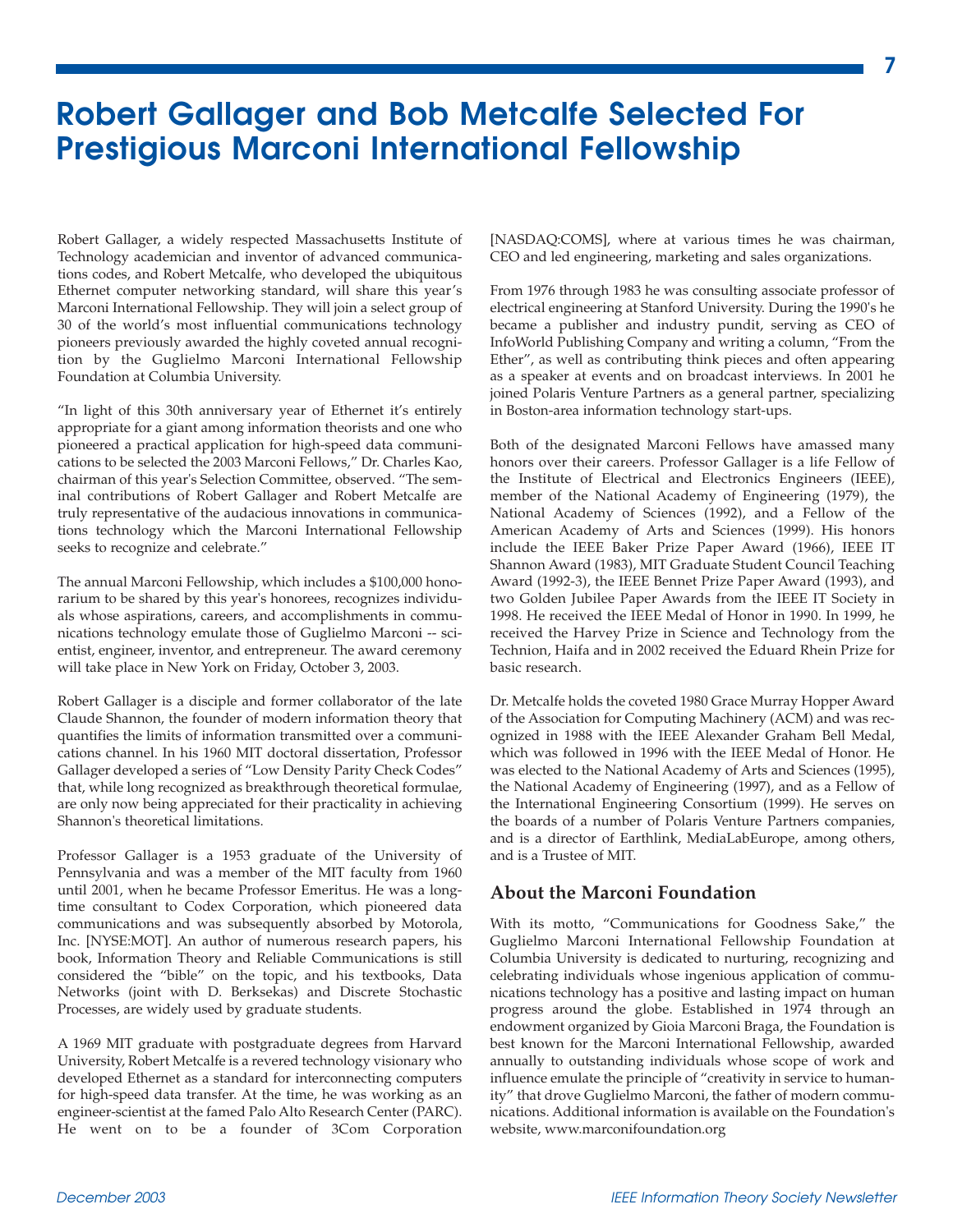# Robert Gallager and Bob Metcalfe Selected For Prestigious Marconi International Fellowship

Robert Gallager, a widely respected Massachusetts Institute of Technology academician and inventor of advanced communications codes, and Robert Metcalfe, who developed the ubiquitous Ethernet computer networking standard, will share this year's Marconi International Fellowship. They will join a select group of 30 of the world's most influential communications technology pioneers previously awarded the highly coveted annual recognition by the Guglielmo Marconi International Fellowship Foundation at Columbia University.

"In light of this 30th anniversary year of Ethernet it's entirely appropriate for a giant among information theorists and one who pioneered a practical application for high-speed data communications to be selected the 2003 Marconi Fellows," Dr. Charles Kao, chairman of this year's Selection Committee, observed. "The seminal contributions of Robert Gallager and Robert Metcalfe are truly representative of the audacious innovations in communications technology which the Marconi International Fellowship seeks to recognize and celebrate."

The annual Marconi Fellowship, which includes a $100,000 honorarium to be shared by this year's honorees, recognizes individuals whose aspirations, careers, and accomplishments in communications technology emulate those of Guglielmo Marconi -- scientist, engineer, inventor, and entrepreneur. The award ceremony will take place in New York on Friday, October 3, 2003.

Robert Gallager is a disciple and former collaborator of the late Claude Shannon, the founder of modern information theory that quantifies the limits of information transmitted over a communications channel. In his 1960 MIT doctoral dissertation, Professor Gallager developed a series of "Low Density Parity Check Codes" that, while long recognized as breakthrough theoretical formulae, are only now being appreciated for their practicality in achieving Shannon's theoretical limitations.

Professor Gallager is a 1953 graduate of the University of Pennsylvania and was a member of the MIT faculty from 1960 until 2001, when he became Professor Emeritus. He was a longtime consultant to Codex Corporation, which pioneered data communications and was subsequently absorbed by Motorola, Inc. [NYSE:MOT]. An author of numerous research papers, his book, Information Theory and Reliable Communications is still considered the "bible" on the topic, and his textbooks, Data Networks (joint with D. Berksekas) and Discrete Stochastic Processes, are widely used by graduate students.

A 1969 MIT graduate with postgraduate degrees from Harvard University, Robert Metcalfe is a revered technology visionary who developed Ethernet as a standard for interconnecting computers for high-speed data transfer. At the time, he was working as an engineer-scientist at the famed Palo Alto Research Center (PARC). He went on to be a founder of 3Com Corporation [NASDAQ:COMS], where at various times he was chairman, CEO and led engineering, marketing and sales organizations.

From 1976 through 1983 he was consulting associate professor of electrical engineering at Stanford University. During the 1990's he became a publisher and industry pundit, serving as CEO of InfoWorld Publishing Company and writing a column, "From the Ether", as well as contributing think pieces and often appearing as a speaker at events and on broadcast interviews. In 2001 he joined Polaris Venture Partners as a general partner, specializing in Boston-area information technology start-ups.

Both of the designated Marconi Fellows have amassed many honors over their careers. Professor Gallager is a life Fellow of the Institute of Electrical and Electronics Engineers (IEEE), member of the National Academy of Engineering (1979), the National Academy of Sciences (1992), and a Fellow of the American Academy of Arts and Sciences (1999). His honors include the IEEE Baker Prize Paper Award (1966), IEEE IT Shannon Award (1983), MIT Graduate Student Council Teaching Award (1992-3), the IEEE Bennet Prize Paper Award (1993), and two Golden Jubilee Paper Awards from the IEEE IT Society in 1998. He received the IEEE Medal of Honor in 1990. In 1999, he received the Harvey Prize in Science and Technology from the Technion, Haifa and in 2002 received the Eduard Rhein Prize for basic research.

Dr. Metcalfe holds the coveted 1980 Grace Murray Hopper Award of the Association for Computing Machinery (ACM) and was recognized in 1988 with the IEEE Alexander Graham Bell Medal, which was followed in 1996 with the IEEE Medal of Honor. He was elected to the National Academy of Arts and Sciences (1995), the National Academy of Engineering (1997), and as a Fellow of the International Engineering Consortium (1999). He serves on the boards of a number of Polaris Venture Partners companies, and is a director of Earthlink, MediaLabEurope, among others, and is a Trustee of MIT.

## About the Marconi Foundation

With its motto, "Communications for Goodness Sake," the Guglielmo Marconi International Fellowship Foundation at Columbia University is dedicated to nurturing, recognizing and celebrating individuals whose ingenious application of communications technology has a positive and lasting impact on human progress around the globe. Established in 1974 through an endowment organized by Gioia Marconi Braga, the Foundation is best known for the Marconi International Fellowship, awarded annually to outstanding individuals whose scope of work and influence emulate the principle of "creativity in service to humanity" that drove Guglielmo Marconi, the father of modern communications. Additional information is available on the Foundation's website, www.marconifoundation.org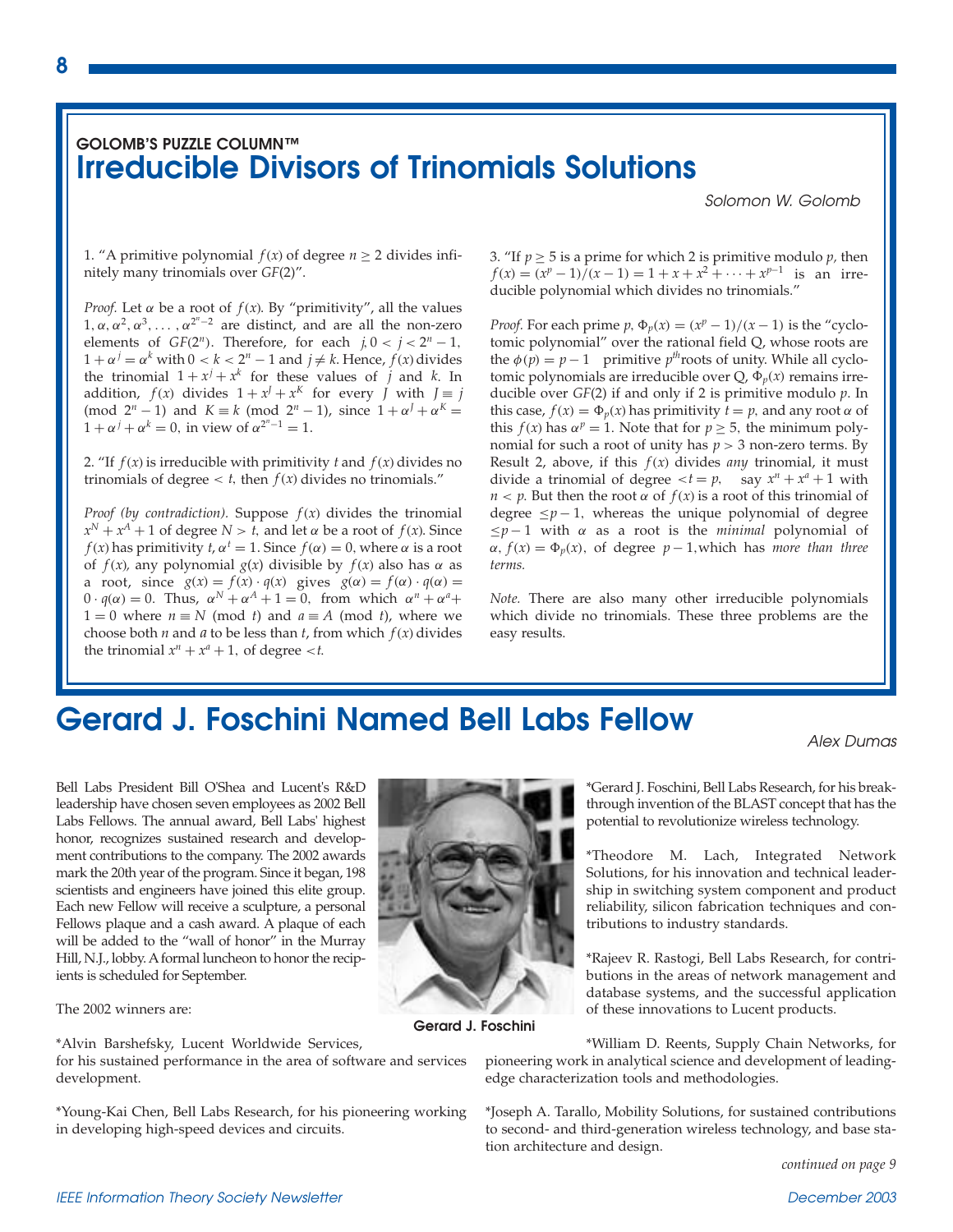GOLOMB'S PUZZLE COLUMN™

# Irreducible Divisors of Trinomials Solutions

*Solomon W. Golomb*

1. "A primitive polynomial $f(x)$ of degree $n \geq 2$ divides infinitely many trinomials over $GF(2)$".

*Proof.* Let $\alpha$ be a root of $f(x)$. By "primitivity", all the values $1, \alpha, \alpha^2, \alpha^3, \ldots, \alpha^{2^n-2}$ are distinct, and are all the non-zero elements of $GF(2^n)$. Therefore, for each $j, 0 < j < 2^n - 1$, $1 + \alpha^j = \alpha^k$ with $0 < k < 2^n - 1$ and $j \neq k$. Hence, $f(x)$ divides the trinomial $1 + x^j + x^k$ for these values of $j$ and $k$. In addition, $f(x)$ divides $1 + x^J + x^K$ for every $J$ with $J \equiv j \pmod{2^n - 1}$ and $K \equiv k \pmod{2^n - 1}$, since $1 + \alpha^J + \alpha^K = 1 + \alpha^j + \alpha^k = 0$, in view of $\alpha^{2^n-1} = 1$.

2. "If $f(x)$ is irreducible with primitivity $t$ and $f(x)$ divides no trinomials of degree $< t$, then $f(x)$ divides no trinomials."

*Proof (by contradiction).* Suppose $f(x)$ divides the trinomial $x^N + x^A + 1$ of degree $N > t$, and let $\alpha$ be a root of $f(x)$. Since $f(x)$ has primitivity $t$, $\alpha^t = 1$. Since $f(\alpha) = 0$, where $\alpha$ is a root of $f(x)$, any polynomial $g(x)$ divisible by $f(x)$ also has $\alpha$ as a root, since $g(x) = f(x) \cdot q(x)$ gives $g(\alpha) = f(\alpha) \cdot q(\alpha) = 0 \cdot q(\alpha) = 0$. Thus, $\alpha^N + \alpha^A + 1 = 0$, from which $\alpha^n + \alpha^a + 1 = 0$ where $n \equiv N \pmod t$ and $a \equiv A \pmod t$, where we choose both $n$ and $a$ to be less than $t$, from which $f(x)$ divides the trinomial $x^n + x^a + 1$, of degree $< t$.

3. "If $p \geq 5$ is a prime for which 2 is primitive modulo $p$, then $f(x) = (x^p - 1)/(x - 1) = 1 + x + x^2 + \cdots + x^{p-1}$ is an irreducible polynomial which divides no trinomials."

*Proof.* For each prime $p$, $\Phi_p(x) = (x^p - 1)/(x - 1)$ is the "cyclotomic polynomial" over the rational field Q, whose roots are the $\phi(p) = p - 1$ primitive $p^{th}$ roots of unity. While all cyclotomic polynomials are irreducible over Q, $\Phi_p(x)$ remains irreducible over $GF(2)$ if and only if 2 is primitive modulo $p$. In this case, $f(x) = \Phi_p(x)$ has primitivity $t = p$, and any root $\alpha$ of this $f(x)$ has $\alpha^p = 1$. Note that for $p \geq 5$, the minimum polynomial for such a root of unity has $p > 3$ non-zero terms. By Result 2, above, if this $f(x)$ divides *any* trinomial, it must divide a trinomial of degree $< t = p$, say $x^n + x^a + 1$ with $n < p$. But then the root $\alpha$ of $f(x)$ is a root of this trinomial of degree $\leq p - 1$, whereas the unique polynomial of degree $\leq p - 1$ with $\alpha$ as a root is the *minimal* polynomial of $\alpha$, $f(x) = \Phi_p(x)$, of degree $p - 1$, which has *more than three terms.*

*Note.* There are also many other irreducible polynomials which divide no trinomials. These three problems are the easy results.

# Gerard J. Foschini Named Bell Labs Fellow

*Alex Dumas*

Bell Labs President Bill O'Shea and Lucent's R&D leadership have chosen seven employees as 2002 Bell Labs Fellows. The annual award, Bell Labs' highest honor, recognizes sustained research and development contributions to the company. The 2002 awards mark the 20th year of the program. Since it began, 198 scientists and engineers have joined this elite group. Each new Fellow will receive a sculpture, a personal Fellows plaque and a cash award. A plaque of each will be added to the "wall of honor" in the Murray Hill, N.J., lobby. A formal luncheon to honor the recipients is scheduled for September.

Gerard J. Foschini

The 2002 winners are:

*Alvin Barshefsky, Lucent Worldwide Services, for his sustained performance in the area of software and services development.

*Young-Kai Chen, Bell Labs Research, for his pioneering working in developing high-speed devices and circuits.

*Gerard J. Foschini, Bell Labs Research, for his breakthrough invention of the BLAST concept that has the potential to revolutionize wireless technology.

*Theodore M. Lach, Integrated Network Solutions, for his innovation and technical leadership in switching system component and product reliability, silicon fabrication techniques and contributions to industry standards.

*Rajeev R. Rastogi, Bell Labs Research, for contributions in the areas of network management and database systems, and the successful application of these innovations to Lucent products.

*William D. Reents, Supply Chain Networks, for pioneering work in analytical science and development of leading-edge characterization tools and methodologies.

*Joseph A. Tarallo, Mobility Solutions, for sustained contributions to second- and third-generation wireless technology, and base station architecture and design.

*continued on page 9*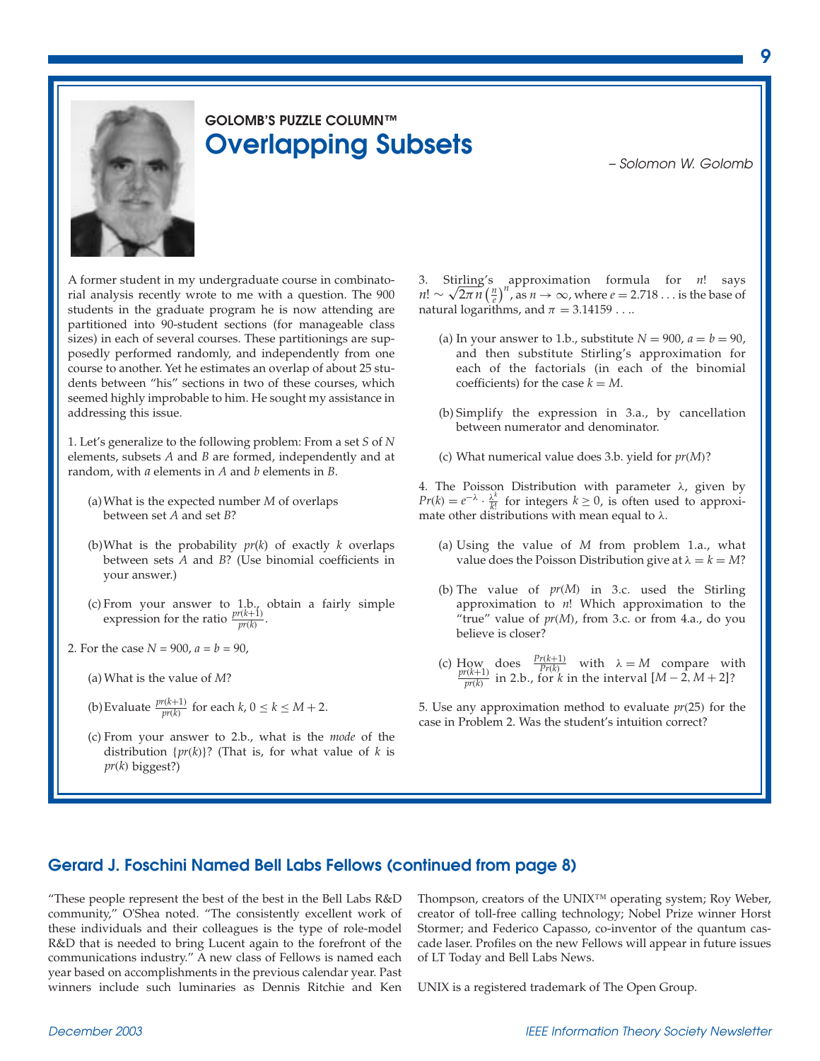GOLOMB'S PUZZLE COLUMN™

# Overlapping Subsets

*– Solomon W. Golomb*

A former student in my undergraduate course in combinatorial analysis recently wrote to me with a question. The 900 students in the graduate program he is now attending are partitioned into 90-student sections (for manageable class sizes) in each of several courses. These partitionings are supposedly performed randomly, and independently from one course to another. Yet he estimates an overlap of about 25 students between "his" sections in two of these courses, which seemed highly improbable to him. He sought my assistance in addressing this issue.

1. Let's generalize to the following problem: From a set $S$ of $N$ elements, subsets $A$ and $B$ are formed, independently and at random, with $a$ elements in $A$ and $b$ elements in $B$.

   (a) What is the expected number $M$ of overlaps between set $A$ and set $B$?

   (b) What is the probability $pr(k)$ of exactly $k$ overlaps between sets $A$ and $B$? (Use binomial coefficients in your answer.)

   (c) From your answer to 1.b., obtain a fairly simple expression for the ratio $\frac{pr(k+1)}{pr(k)}$.

2. For the case $N = 900$, $a = b = 90$,

   (a) What is the value of $M$?

   (b) Evaluate $\frac{pr(k+1)}{pr(k)}$ for each $k$, $0 \leq k \leq M+2$.

   (c) From your answer to 2.b., what is the *mode* of the distribution $\{pr(k)\}$? (That is, for what value of $k$ is $pr(k)$ biggest?)

3. Stirling's approximation formula for $n!$ says $n! \sim \sqrt{2\pi n}\left(\frac{n}{e}\right)^n$, as $n \to \infty$, where $e = 2.718\ldots$ is the base of natural logarithms, and $\pi = 3.14159\ldots$.

   (a) In your answer to 1.b., substitute $N = 900$, $a = b = 90$, and then substitute Stirling's approximation for each of the factorials (in each of the binomial coefficients) for the case $k = M$.

   (b) Simplify the expression in 3.a., by cancellation between numerator and denominator.

   (c) What numerical value does 3.b. yield for $pr(M)$?

4. The Poisson Distribution with parameter $\lambda$, given by $Pr(k) = e^{-\lambda} \cdot \frac{\lambda^k}{k!}$ for integers $k \geq 0$, is often used to approximate other distributions with mean equal to $\lambda$.

   (a) Using the value of $M$ from problem 1.a., what value does the Poisson Distribution give at $\lambda = k = M$?

   (b) The value of $pr(M)$ in 3.c. used the Stirling approximation to $n!$ Which approximation to the "true" value of $pr(M)$, from 3.c. or from 4.a., do you believe is closer?

   (c) How does $\frac{Pr(k+1)}{Pr(k)}$ with $\lambda = M$ compare with $\frac{pr(k+1)}{pr(k)}$ in 2.b., for $k$ in the interval $[M-2, M+2]$?

5. Use any approximation method to evaluate $pr(25)$ for the case in Problem 2. Was the student's intuition correct?

## Gerard J. Foschini Named Bell Labs Fellows (continued from page 8)

"These people represent the best of the best in the Bell Labs R&D community," O'Shea noted. "The consistently excellent work of these individuals and their colleagues is the type of role-model R&D that is needed to bring Lucent again to the forefront of the communications industry." A new class of Fellows is named each year based on accomplishments in the previous calendar year. Past winners include such luminaries as Dennis Ritchie and Ken Thompson, creators of the UNIX™ operating system; Roy Weber, creator of toll-free calling technology; Nobel Prize winner Horst Stormer; and Federico Capasso, co-inventor of the quantum cascade laser. Profiles on the new Fellows will appear in future issues of LT Today and Bell Labs News.

UNIX is a registered trademark of The Open Group.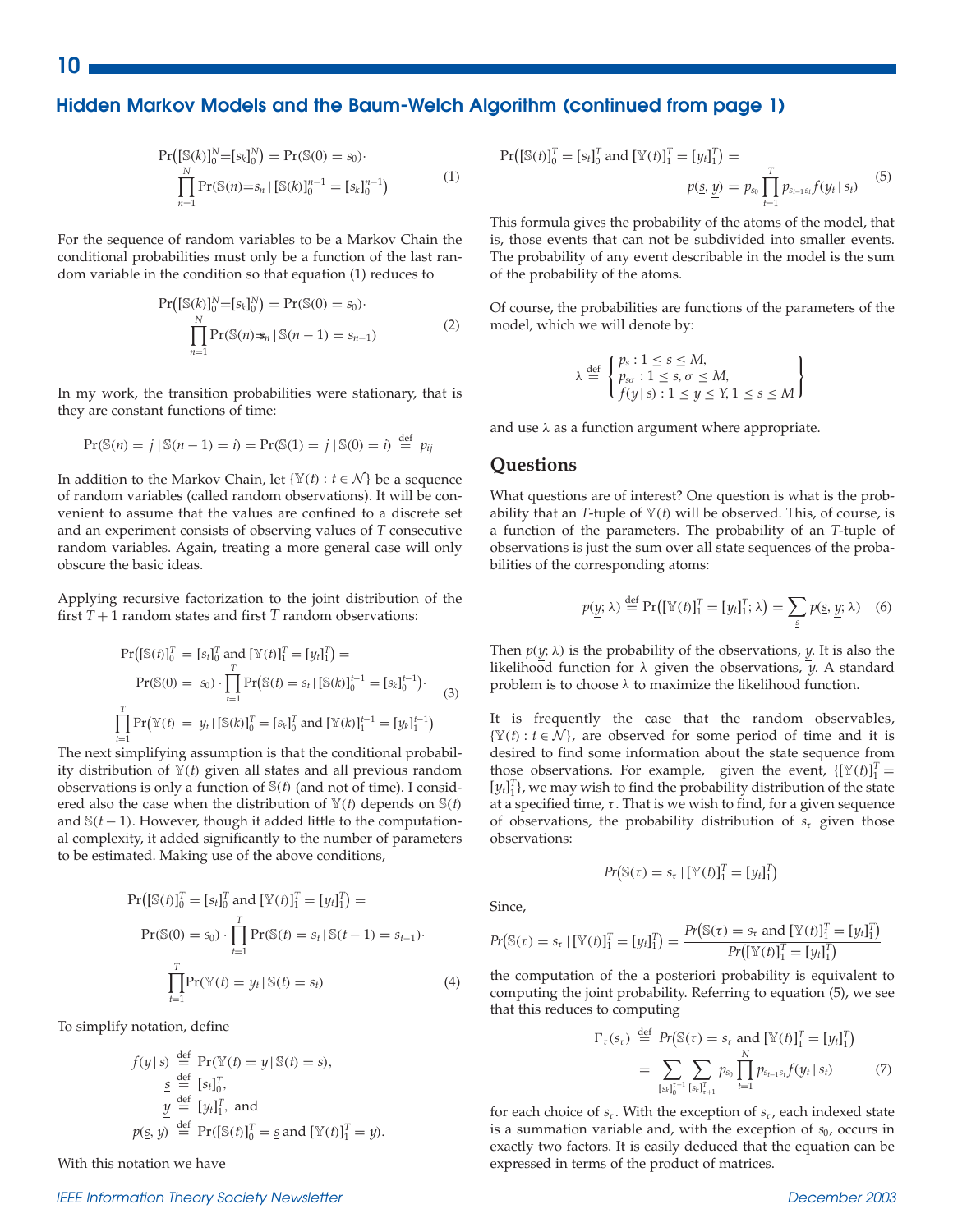## Hidden Markov Models and the Baum-Welch Algorithm (continued from page 1)

$$\Pr\left([\mathbb{S}(k)]_0^N = [s_k]_0^N\right) = \Pr(\mathbb{S}(0) = s_0) \cdot \prod_{n=1}^{N} \Pr\left(\mathbb{S}(n) = s_n \mid [\mathbb{S}(k)]_0^{n-1} = [s_k]_0^{n-1}\right) \tag{1}$$

For the sequence of random variables to be a Markov Chain the conditional probabilities must only be a function of the last random variable in the condition so that equation (1) reduces to

$$\Pr\left([\mathbb{S}(k)]_0^N = [s_k]_0^N\right) = \Pr(\mathbb{S}(0) = s_0) \cdot \prod_{n=1}^{N} \Pr(\mathbb{S}(n) = s_n \mid \mathbb{S}(n-1) = s_{n-1}) \tag{2}$$

In my work, the transition probabilities were stationary, that is they are constant functions of time:

$$\Pr(\mathbb{S}(n) = j \mid \mathbb{S}(n-1) = i) = \Pr(\mathbb{S}(1) = j \mid \mathbb{S}(0) = i) \stackrel{\text{def}}{=} p_{ij}$$

In addition to the Markov Chain, let $\{\mathbb{Y}(t) : t \in \mathcal{N}\}$ be a sequence of random variables (called random observations). It will be convenient to assume that the values are confined to a discrete set and an experiment consists of observing values of $T$ consecutive random variables. Again, treating a more general case will only obscure the basic ideas.

Applying recursive factorization to the joint distribution of the first $T+1$ random states and first $T$ random observations:

$$\begin{aligned}
&\Pr\left([\mathbb{S}(t)]_0^T = [s_t]_0^T \text{ and } [\mathbb{Y}(t)]_1^T = [y_t]_1^T\right) = \\
&\Pr(\mathbb{S}(0) = s_0) \cdot \prod_{t=1}^{T} \Pr\left(\mathbb{S}(t) = s_t \mid [\mathbb{S}(k)]_0^{t-1} = [s_k]_0^{t-1}\right) \cdot \\
&\prod_{t=1}^{T} \Pr\left(\mathbb{Y}(t) = y_t \mid [\mathbb{S}(k)]_0^T = [s_k]_0^T \text{ and } [\mathbb{Y}(k)]_1^{t-1} = [y_k]_1^{t-1}\right)
\end{aligned} \tag{3}$$

The next simplifying assumption is that the conditional probability distribution of $\mathbb{Y}(t)$ given all states and all previous random observations is only a function of $\mathbb{S}(t)$ (and not of time). I considered also the case when the distribution of $\mathbb{Y}(t)$ depends on $\mathbb{S}(t)$ and $\mathbb{S}(t-1)$. However, though it added little to the computational complexity, it added significantly to the number of parameters to be estimated. Making use of the above conditions,

$$\begin{aligned}
&\Pr\left([\mathbb{S}(t)]_0^T = [s_t]_0^T \text{ and } [\mathbb{Y}(t)]_1^T = [y_t]_1^T\right) = \\
&\Pr(\mathbb{S}(0) = s_0) \cdot \prod_{t=1}^{T} \Pr(\mathbb{S}(t) = s_t \mid \mathbb{S}(t-1) = s_{t-1}) \cdot \\
&\prod_{t=1}^{T} \Pr(\mathbb{Y}(t) = y_t \mid \mathbb{S}(t) = s_t)
\end{aligned} \tag{4}$$

To simplify notation, define

$$\begin{aligned}
f(y \mid s) &\stackrel{\text{def}}{=} \Pr(\mathbb{Y}(t) = y \mid \mathbb{S}(t) = s), \\
\underline{s} &\stackrel{\text{def}}{=} [s_t]_0^T, \\
\underline{y} &\stackrel{\text{def}}{=} [y_t]_1^T, \text{ and} \\
p(\underline{s}, \underline{y}) &\stackrel{\text{def}}{=} \Pr([\mathbb{S}(t)]_0^T = \underline{s} \text{ and } [\mathbb{Y}(t)]_1^T = \underline{y}).
\end{aligned}$$

With this notation we have

$$\Pr\left([\mathbb{S}(t)]_0^T = [s_t]_0^T \text{ and } [\mathbb{Y}(t)]_1^T = [y_t]_1^T\right) = p(\underline{s}, \underline{y}) = p_{s_0} \prod_{t=1}^{T} p_{s_{t-1}s_t} f(y_t \mid s_t) \tag{5}$$

This formula gives the probability of the atoms of the model, that is, those events that can not be subdivided into smaller events. The probability of any event describable in the model is the sum of the probability of the atoms.

Of course, the probabilities are functions of the parameters of the model, which we will denote by:

$$\lambda \stackrel{\text{def}}{=} \left\{ \begin{array}{l} p_s : 1 \le s \le M, \\ p_{s\sigma} : 1 \le s, \sigma \le M, \\ f(y \mid s) : 1 \le y \le Y, 1 \le s \le M \end{array} \right\}$$

and use $\lambda$ as a function argument where appropriate.

### Questions

What questions are of interest? One question is what is the probability that an $T$-tuple of $\mathbb{Y}(t)$ will be observed. This, of course, is a function of the parameters. The probability of an $T$-tuple of observations is just the sum over all state sequences of the probabilities of the corresponding atoms:

$$p(\underline{y}; \lambda) \stackrel{\text{def}}{=} \Pr\left([\mathbb{Y}(t)]_1^T = [y_t]_1^T; \lambda\right) = \sum_{\underline{s}} p(\underline{s}, \underline{y}; \lambda) \tag{6}$$

Then $p(\underline{y}; \lambda)$ is the probability of the observations, $\underline{y}$. It is also the likelihood function for $\lambda$ given the observations, $\underline{y}$. A standard problem is to choose $\lambda$ to maximize the likelihood function.

It is frequently the case that the random observables, $\{\mathbb{Y}(t) : t \in \mathcal{N}\}$, are observed for some period of time and it is desired to find some information about the state sequence from those observations. For example, given the event, $\{[\mathbb{Y}(t)]_1^T = [y_t]_1^T\}$, we may wish to find the probability distribution of the state at a specified time, $\tau$. That is we wish to find, for a given sequence of observations, the probability distribution of $s_\tau$ given those observations:

$$Pr\left(\mathbb{S}(\tau) = s_\tau \mid [\mathbb{Y}(t)]_1^T = [y_t]_1^T\right)$$

Since,

$$Pr\left(\mathbb{S}(\tau) = s_\tau \mid [\mathbb{Y}(t)]_1^T = [y_t]_1^T\right) = \frac{Pr\left(\mathbb{S}(\tau) = s_\tau \text{ and } [\mathbb{Y}(t)]_1^T = [y_t]_1^T\right)}{Pr\left([\mathbb{Y}(t)]_1^T = [y_t]_1^T\right)}$$

the computation of the a posteriori probability is equivalent to computing the joint probability. Referring to equation (5), we see that this reduces to computing

$$\begin{aligned}
\Gamma_\tau(s_\tau) &\stackrel{\text{def}}{=} Pr\left(\mathbb{S}(\tau) = s_\tau \text{ and } [\mathbb{Y}(t)]_1^T = [y_t]_1^T\right) \\
&= \sum_{[s_k]_0^{\tau-1}} \sum_{[s_k]_{\tau+1}^T} p_{s_0} \prod_{t=1}^{N} p_{s_{t-1}s_t} f(y_t \mid s_t)
\end{aligned} \tag{7}$$

for each choice of $s_\tau$. With the exception of $s_\tau$, each indexed state is a summation variable and, with the exception of $s_0$, occurs in exactly two factors. It is easily deduced that the equation can be expressed in terms of the product of matrices.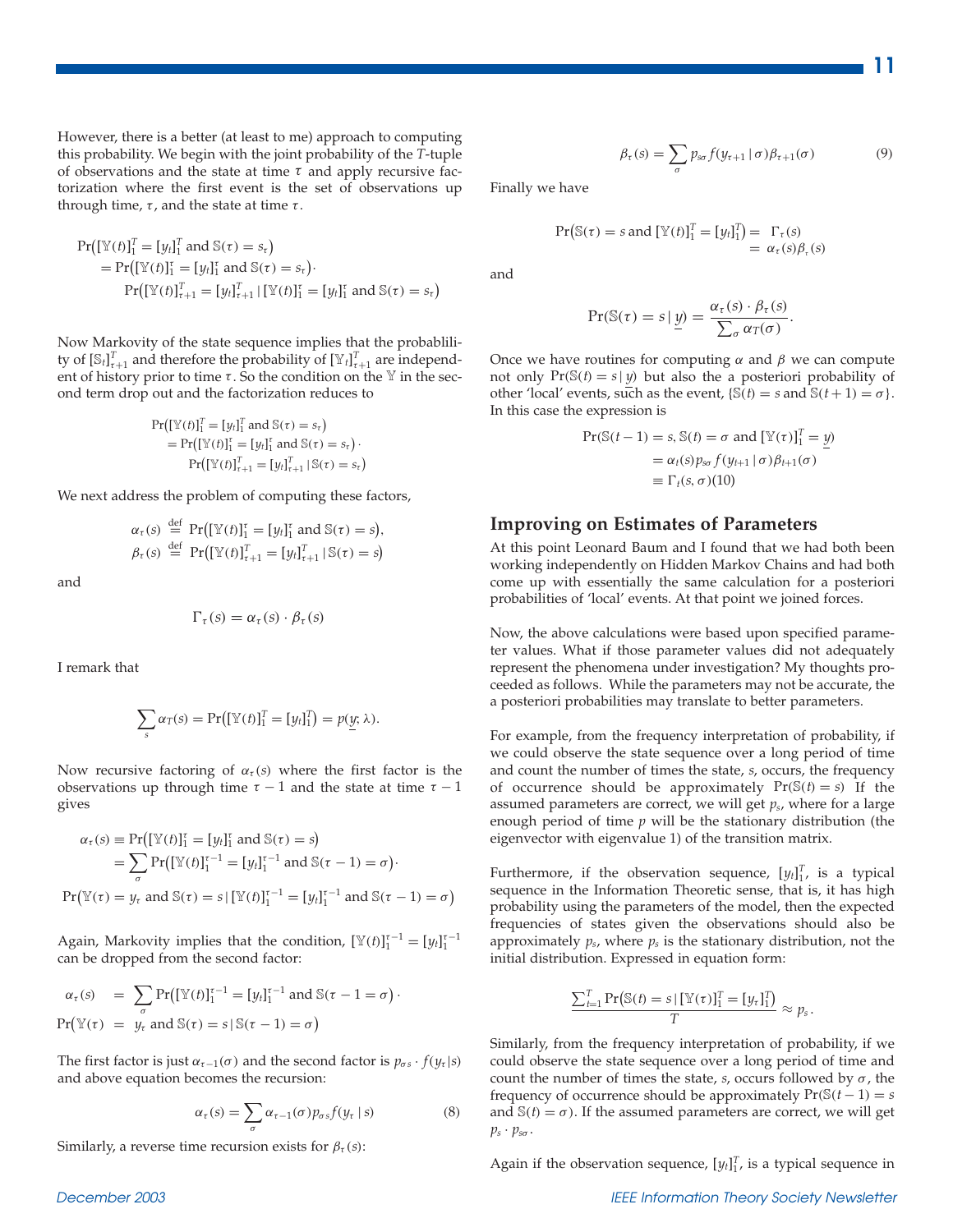However, there is a better (at least to me) approach to computing this probability. We begin with the joint probability of the $T$-tuple of observations and the state at time $\tau$ and apply recursive factorization where the first event is the set of observations up through time, $\tau$, and the state at time $\tau$.

$$
\begin{aligned}
&\Pr\left([\mathbb{Y}(t)]_1^T = [y_t]_1^T \text{ and } \mathbb{S}(\tau) = s_\tau\right) \\
&\quad = \Pr\left([\mathbb{Y}(t)]_1^\tau = [y_t]_1^\tau \text{ and } \mathbb{S}(\tau) = s_\tau\right) \cdot \\
&\qquad \Pr\left([\mathbb{Y}(t)]_{\tau+1}^T = [y_t]_{\tau+1}^T \mid [\mathbb{Y}(t)]_1^\tau = [y_t]_1^\tau \text{ and } \mathbb{S}(\tau) = s_\tau\right)
\end{aligned}
$$

Now Markovity of the state sequence implies that the probablility of $[\mathbb{S}_t]_{\tau+1}^T$ and therefore the probability of $[\mathbb{Y}_t]_{\tau+1}^T$ are independent of history prior to time $\tau$. So the condition on the $\mathbb{Y}$ in the second term drop out and the factorization reduces to

$$
\begin{aligned}
&\Pr\left([\mathbb{Y}(t)]_1^T = [y_t]_1^T \text{ and } \mathbb{S}(\tau) = s_\tau\right) \\
&\quad = \Pr\left([\mathbb{Y}(t)]_1^\tau = [y_t]_1^\tau \text{ and } \mathbb{S}(\tau) = s_\tau\right) \cdot \\
&\qquad \Pr\left([\mathbb{Y}(t)]_{\tau+1}^T = [y_t]_{\tau+1}^T \mid \mathbb{S}(\tau) = s_\tau\right)
\end{aligned}
$$

We next address the problem of computing these factors,

$$
\begin{aligned}
\alpha_\tau(s) &\stackrel{\text{def}}{=} \Pr\left([\mathbb{Y}(t)]_1^\tau = [y_t]_1^\tau \text{ and } \mathbb{S}(\tau) = s\right), \\
\beta_\tau(s) &\stackrel{\text{def}}{=} \Pr\left([\mathbb{Y}(t)]_{\tau+1}^T = [y_t]_{\tau+1}^T \mid \mathbb{S}(\tau) = s\right)
\end{aligned}
$$

and

$$
\Gamma_\tau(s) = \alpha_\tau(s) \cdot \beta_\tau(s)
$$

I remark that

$$
\sum_s \alpha_T(s) = \Pr\left([\mathbb{Y}(t)]_1^T = [y_t]_1^T\right) = p(\underline{y}; \lambda).
$$

Now recursive factoring of $\alpha_\tau(s)$ where the first factor is the observations up through time $\tau - 1$ and the state at time $\tau - 1$ gives

$$
\begin{aligned}
\alpha_\tau(s) &\equiv \Pr\left([\mathbb{Y}(t)]_1^\tau = [y_t]_1^\tau \text{ and } \mathbb{S}(\tau) = s\right) \\
&= \sum_\sigma \Pr\left([\mathbb{Y}(t)]_1^{\tau-1} = [y_t]_1^{\tau-1} \text{ and } \mathbb{S}(\tau-1) = \sigma\right) \cdot \\
&\Pr\left(\mathbb{Y}(\tau) = y_\tau \text{ and } \mathbb{S}(\tau) = s \mid [\mathbb{Y}(t)]_1^{\tau-1} = [y_t]_1^{\tau-1} \text{ and } \mathbb{S}(\tau-1) = \sigma\right)
\end{aligned}
$$

Again, Markovity implies that the condition, $[\mathbb{Y}(t)]_1^{\tau-1} = [y_t]_1^{\tau-1}$ can be dropped from the second factor:

$$
\begin{aligned}
\alpha_\tau(s) &= \sum_\sigma \Pr\left([\mathbb{Y}(t)]_1^{\tau-1} = [y_t]_1^{\tau-1} \text{ and } \mathbb{S}(\tau - 1 = \sigma\right) \cdot \\
\Pr\left(\mathbb{Y}(\tau)\right. &= \left. y_\tau \text{ and } \mathbb{S}(\tau) = s \mid \mathbb{S}(\tau-1) = \sigma\right)
\end{aligned}
$$

The first factor is just $\alpha_{\tau-1}(\sigma)$ and the second factor is $p_{\sigma s} \cdot f(y_\tau | s)$ and above equation becomes the recursion:

$$
\alpha_\tau(s) = \sum_\sigma \alpha_{\tau-1}(\sigma) p_{\sigma s} f(y_\tau \mid s) \tag{8}
$$

Similarly, a reverse time recursion exists for $\beta_\tau(s)$:

$$
\beta_\tau(s) = \sum_\sigma p_{s\sigma} f(y_{\tau+1} \mid \sigma) \beta_{\tau+1}(\sigma) \tag{9}
$$

Finally we have

$$
\begin{aligned}
\Pr\left(\mathbb{S}(\tau) = s \text{ and } [\mathbb{Y}(t)]_1^T = [y_t]_1^T\right) &= \Gamma_\tau(s) \\
&= \alpha_\tau(s) \beta_\tau(s)
\end{aligned}
$$

and

$$
\Pr(\mathbb{S}(\tau) = s \mid \underline{y}) = \frac{\alpha_\tau(s) \cdot \beta_\tau(s)}{\sum_\sigma \alpha_T(\sigma)}.
$$

Once we have routines for computing $\alpha$ and $\beta$ we can compute not only $\Pr(\mathbb{S}(t) = s \mid \underline{y})$ but also the a posteriori probability of other 'local' events, such as the event, $\{\mathbb{S}(t) = s \text{ and } \mathbb{S}(t+1) = \sigma\}$. In this case the expression is

$$
\begin{aligned}
&\Pr(\mathbb{S}(t-1) = s, \mathbb{S}(t) = \sigma \text{ and } [\mathbb{Y}(\tau)]_1^T = \underline{y}) \\
&\quad = \alpha_t(s) p_{s\sigma} f(y_{t+1} \mid \sigma) \beta_{t+1}(\sigma) \\
&\quad \equiv \Gamma_t(s, \sigma) (10)
\end{aligned}
$$

## Improving on Estimates of Parameters

At this point Leonard Baum and I found that we had both been working independently on Hidden Markov Chains and had both come up with essentially the same calculation for a posteriori probabilities of 'local' events. At that point we joined forces.

Now, the above calculations were based upon specified parameter values. What if those parameter values did not adequately represent the phenomena under investigation? My thoughts proceeded as follows. While the parameters may not be accurate, the a posteriori probabilities may translate to better parameters.

For example, from the frequency interpretation of probability, if we could observe the state sequence over a long period of time and count the number of times the state, $s$, occurs, the frequency of occurrence should be approximately $\Pr(\mathbb{S}(t) = s)$ If the assumed parameters are correct, we will get $p_s$, where for a large enough period of time $p$ will be the stationary distribution (the eigenvector with eigenvalue 1) of the transition matrix.

Furthermore, if the observation sequence, $[y_t]_1^T$, is a typical sequence in the Information Theoretic sense, that is, it has high probability using the parameters of the model, then the expected frequencies of states given the observations should also be approximately $p_s$, where $p_s$ is the stationary distribution, not the initial distribution. Expressed in equation form:

$$
\frac{\sum_{t=1}^T \Pr\left(\mathbb{S}(t) = s \mid [\mathbb{Y}(\tau)]_1^T = [y_\tau]_1^T\right)}{T} \approx p_s.
$$

Similarly, from the frequency interpretation of probability, if we could observe the state sequence over a long period of time and count the number of times the state, $s$, occurs followed by $\sigma$, the frequency of occurrence should be approximately $\Pr(\mathbb{S}(t-1) = s$ and $\mathbb{S}(t) = \sigma)$. If the assumed parameters are correct, we will get $p_s \cdot p_{s\sigma}$.

Again if the observation sequence, $[y_t]_1^T$, is a typical sequence in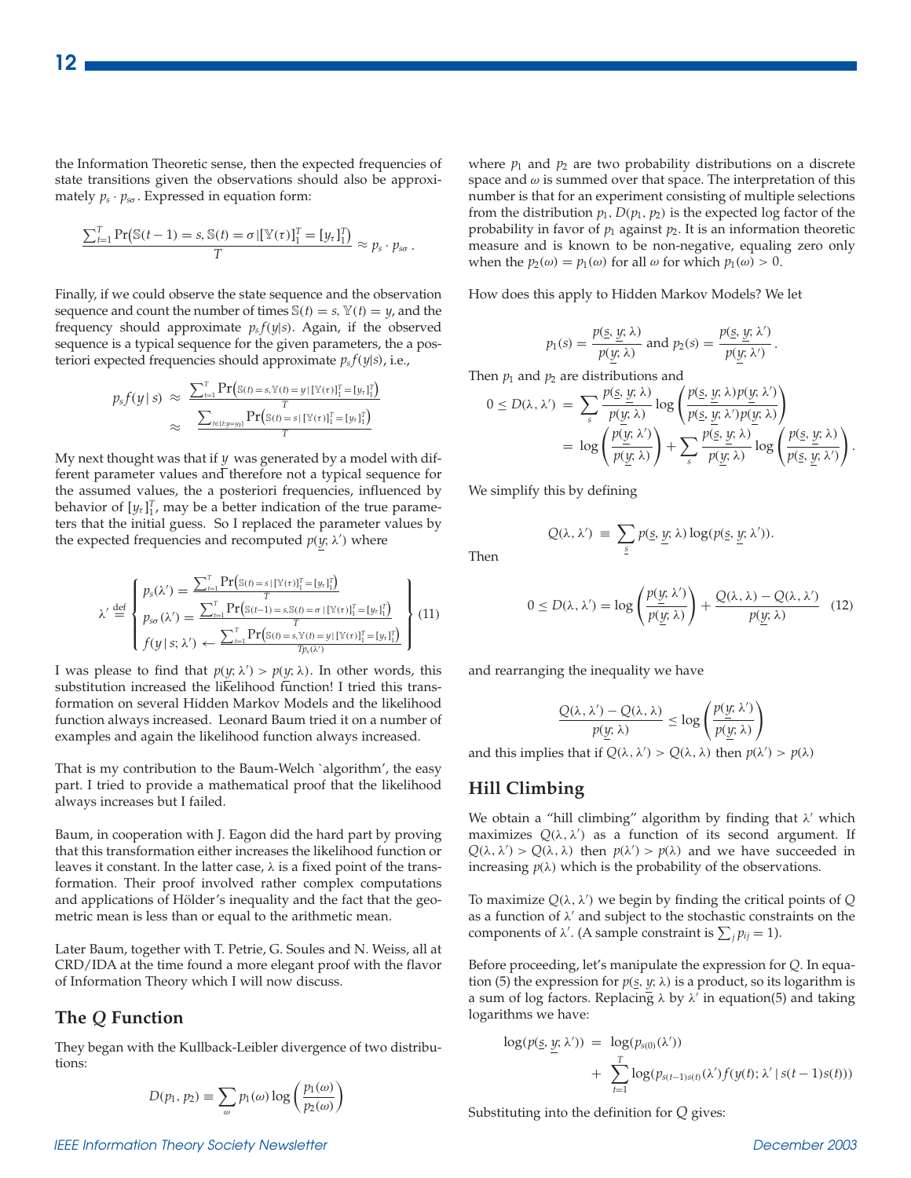the Information Theoretic sense, then the expected frequencies of state transitions given the observations should also be approximately $p_s \cdot p_{s\sigma}$. Expressed in equation form:

$$\frac{\sum_{t=1}^{T} \Pr\left(\mathbb{S}(t-1) = s, \mathbb{S}(t) = \sigma \,|\, [\mathbb{Y}(\tau)]_1^T = [y_\tau]_1^T\right)}{T} \approx p_s \cdot p_{s\sigma}\,.$$

Finally, if we could observe the state sequence and the observation sequence and count the number of times $\mathbb{S}(t) = s$, $\mathbb{Y}(t) = y$, and the frequency should approximate $p_s f(y|s)$. Again, if the observed sequence is a typical sequence for the given parameters, the a posteriori expected frequencies should approximate $p_s f(y|s)$, i.e.,

$$\begin{aligned} p_s f(y \,|\, s) &\approx \frac{\sum_{t=1}^{T} \Pr\left(\mathbb{S}(t) = s, \mathbb{Y}(t) = y \,|\, [\mathbb{Y}(\tau)]_1^T = [y_\tau]_1^T\right)}{T} \\ &\approx \frac{\sum_{t \in \{t: y = y_t\}} \Pr\left(\mathbb{S}(t) = s \,|\, [\mathbb{Y}(\tau)]_1^T = [y_\tau]_1^T\right)}{T} \end{aligned}$$

My next thought was that if $\underline{y}$ was generated by a model with different parameter values and therefore not a typical sequence for the assumed values, the a posteriori frequencies, influenced by behavior of $[y_\tau]_1^T$, may be a better indication of the true parameters that the initial guess. So I replaced the parameter values by the expected frequencies and recomputed $p(\underline{y}; \lambda')$ where

$$\lambda' \stackrel{\text{def}}{=} \left\{ \begin{array}{l} p_s(\lambda') = \frac{\sum_{t=1}^{T} \Pr\left(\mathbb{S}(t) = s \,|\, [\mathbb{Y}(\tau)]_1^T = [y_\tau]_1^T\right)}{T} \\ p_{s\sigma}(\lambda') = \frac{\sum_{t=1}^{T} \Pr\left(\mathbb{S}(t-1) = s, \mathbb{S}(t) = \sigma \,|\, [\mathbb{Y}(\tau)]_1^T = [y_\tau]_1^T\right)}{T} \\ f(y \,|\, s; \lambda') \leftarrow \frac{\sum_{t=1}^{T} \Pr\left(\mathbb{S}(t) = s, \mathbb{Y}(t) = y \,|\, [\mathbb{Y}(\tau)]_1^T = [y_\tau]_1^T\right)}{T p_s(\lambda')} \end{array} \right\} \quad (11)$$

I was please to find that $p(\underline{y}; \lambda') > p(\underline{y}; \lambda)$. In other words, this substitution increased the likelihood function! I tried this transformation on several Hidden Markov Models and the likelihood function always increased. Leonard Baum tried it on a number of examples and again the likelihood function always increased.

That is my contribution to the Baum-Welch `algorithm', the easy part. I tried to provide a mathematical proof that the likelihood always increases but I failed.

Baum, in cooperation with J. Eagon did the hard part by proving that this transformation either increases the likelihood function or leaves it constant. In the latter case, $\lambda$ is a fixed point of the transformation. Their proof involved rather complex computations and applications of Hölder's inequality and the fact that the geometric mean is less than or equal to the arithmetic mean.

Later Baum, together with T. Petrie, G. Soules and N. Weiss, all at CRD/IDA at the time found a more elegant proof with the flavor of Information Theory which I will now discuss.

## The $Q$ Function

They began with the Kullback-Leibler divergence of two distributions:

$$D(p_1, p_2) \equiv \sum_{\omega} p_1(\omega) \log\left(\frac{p_1(\omega)}{p_2(\omega)}\right)$$

where $p_1$ and $p_2$ are two probability distributions on a discrete space and $\omega$ is summed over that space. The interpretation of this number is that for an experiment consisting of multiple selections from the distribution $p_1$, $D(p_1, p_2)$ is the expected log factor of the probability in favor of $p_1$ against $p_2$. It is an information theoretic measure and is known to be non-negative, equaling zero only when the $p_2(\omega) = p_1(\omega)$ for all $\omega$ for which $p_1(\omega) > 0$.

How does this apply to Hidden Markov Models? We let

$$p_1(s) = \frac{p(\underline{s}, \underline{y}; \lambda)}{p(\underline{y}; \lambda)} \text{ and } p_2(s) = \frac{p(\underline{s}, \underline{y}; \lambda')}{p(\underline{y}; \lambda')}.$$

Then $p_1$ and $p_2$ are distributions and

$$\begin{aligned} 0 \le D(\lambda, \lambda') &= \sum_s \frac{p(\underline{s}, \underline{y}; \lambda)}{p(\underline{y}; \lambda)} \log\left(\frac{p(\underline{s}, \underline{y}; \lambda) p(\underline{y}; \lambda')}{p(\underline{s}, \underline{y}; \lambda') p(\underline{y}; \lambda)}\right) \\ &= \log\left(\frac{p(\underline{y}; \lambda')}{p(\underline{y}; \lambda)}\right) + \sum_s \frac{p(\underline{s}, \underline{y}; \lambda)}{p(\underline{y}; \lambda)} \log\left(\frac{p(\underline{s}, \underline{y}; \lambda)}{p(\underline{s}, \underline{y}; \lambda')}\right). \end{aligned}$$

We simplify this by defining

$$Q(\lambda, \lambda') \equiv \sum_{\underline{s}} p(\underline{s}, \underline{y}; \lambda) \log(p(\underline{s}, \underline{y}; \lambda')).$$

Then

$$0 \le D(\lambda, \lambda') = \log\left(\frac{p(\underline{y}; \lambda')}{p(\underline{y}; \lambda)}\right) + \frac{Q(\lambda, \lambda) - Q(\lambda, \lambda')}{p(\underline{y}; \lambda)} \quad (12)$$

and rearranging the inequality we have

$$\frac{Q(\lambda, \lambda') - Q(\lambda, \lambda)}{p(\underline{y}; \lambda)} \le \log\left(\frac{p(\underline{y}; \lambda')}{p(\underline{y}; \lambda)}\right)$$

and this implies that if $Q(\lambda, \lambda') > Q(\lambda, \lambda)$ then $p(\lambda') > p(\lambda)$

## Hill Climbing

We obtain a "hill climbing" algorithm by finding that $\lambda'$ which maximizes $Q(\lambda, \lambda')$ as a function of its second argument. If $Q(\lambda, \lambda') > Q(\lambda, \lambda)$ then $p(\lambda') > p(\lambda)$ and we have succeeded in increasing $p(\lambda)$ which is the probability of the observations.

To maximize $Q(\lambda, \lambda')$ we begin by finding the critical points of $Q$ as a function of $\lambda'$ and subject to the stochastic constraints on the components of $\lambda'$. (A sample constraint is $\sum_j p_{ij} = 1$).

Before proceeding, let's manipulate the expression for $Q$. In equation (5) the expression for $p(\underline{s}, \underline{y}; \lambda)$ is a product, so its logarithm is a sum of log factors. Replacing $\lambda$ by $\lambda'$ in equation(5) and taking logarithms we have:

$$\begin{aligned} \log(p(\underline{s}, \underline{y}; \lambda')) &= \log(p_{s(0)}(\lambda')) \\ &+ \sum_{t=1}^{T} \log(p_{s(t-1)s(t)}(\lambda') f(y(t); \lambda' \,|\, s(t-1)s(t))) \end{aligned}$$

Substituting into the definition for $Q$ gives: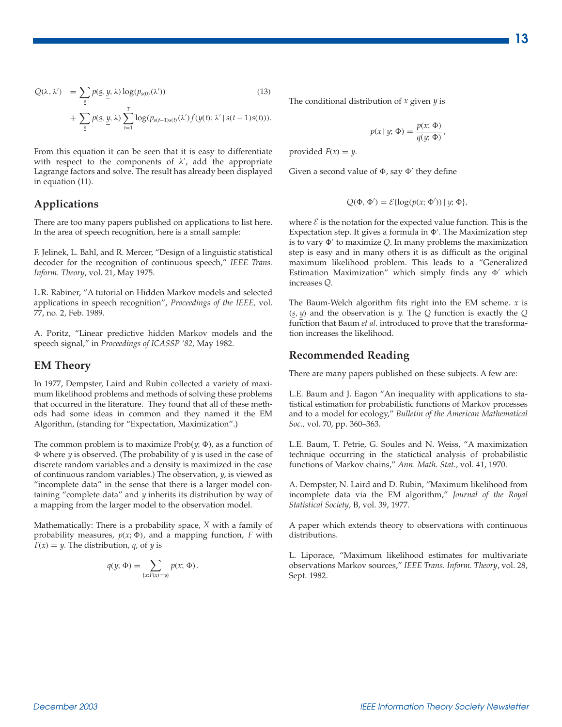$$
\begin{aligned}
Q(\lambda, \lambda') &= \sum_{\underline{s}} p(\underline{s}, \underline{y}, \lambda) \log(p_{s(0)}(\lambda')) \qquad (13) \\
&+ \sum_{\underline{s}} p(\underline{s}, \underline{y}, \lambda) \sum_{t=1}^{T} \log(p_{s(t-1)s(t)}(\lambda') f(y(t); \lambda' \mid s(t-1)s(t))).
\end{aligned}
$$

From this equation it can be seen that it is easy to differentiate with respect to the components of $\lambda'$, add the appropriate Lagrange factors and solve. The result has already been displayed in equation (11).

## Applications

There are too many papers published on applications to list here. In the area of speech recognition, here is a small sample:

F. Jelinek, L. Bahl, and R. Mercer, "Design of a linguistic statistical decoder for the recognition of continuous speech," *IEEE Trans. Inform. Theory*, vol. 21, May 1975.

L.R. Rabiner, "A tutorial on Hidden Markov models and selected applications in speech recognition", *Proceedings of the IEEE,* vol. 77, no. 2, Feb. 1989.

A. Poritz, "Linear predictive hidden Markov models and the speech signal," in *Proceedings of ICASSP '82,* May 1982.

## EM Theory

In 1977, Dempster, Laird and Rubin collected a variety of maximum likelihood problems and methods of solving these problems that occurred in the literature. They found that all of these methods had some ideas in common and they named it the EM Algorithm, (standing for "Expectation, Maximization".)

The common problem is to maximize $\text{Prob}(y; \Phi)$, as a function of $\Phi$ where $y$ is observed. (The probability of $y$ is used in the case of discrete random variables and a density is maximized in the case of continuous random variables.) The observation, $y$, is viewed as "incomplete data" in the sense that there is a larger model containing "complete data" and $y$ inherits its distribution by way of a mapping from the larger model to the observation model.

Mathematically: There is a probability space, $X$ with a family of probability measures, $p(x; \Phi)$, and a mapping function, $F$ with $F(x) = y$. The distribution, $q$, of $y$ is

$$
q(y; \Phi) = \sum_{\{x: F(x)=y\}} p(x; \Phi)\,.
$$

The conditional distribution of $x$ given $y$ is

$$
p(x \mid y; \Phi) = \frac{p(x; \Phi)}{q(y; \Phi)},
$$

provided $F(x) = y$.

Given a second value of $\Phi$, say $\Phi'$ they define

$$
Q(\Phi, \Phi') = \mathcal{E}\{\log(p(x; \Phi')) \mid y; \Phi\},
$$

where $\mathcal{E}$ is the notation for the expected value function. This is the Expectation step. It gives a formula in $\Phi'$. The Maximization step is to vary $\Phi'$ to maximize $Q$. In many problems the maximization step is easy and in many others it is as difficult as the original maximum likelihood problem. This leads to a "Generalized Estimation Maximization" which simply finds any $\Phi'$ which increases $Q$.

The Baum-Welch algorithm fits right into the EM scheme. $x$ is $(\underline{s}, \underline{y})$ and the observation is $y$. The $Q$ function is exactly the $Q$ function that Baum *et al.* introduced to prove that the transformation increases the likelihood.

## Recommended Reading

There are many papers published on these subjects. A few are:

L.E. Baum and J. Eagon "An inequality with applications to statistical estimation for probabilistic functions of Markov processes and to a model for ecology," *Bulletin of the American Mathematical Soc.,* vol. 70, pp. 360–363.

L.E. Baum, T. Petrie, G. Soules and N. Weiss, "A maximization technique occurring in the statictical analysis of probabilistic functions of Markov chains," *Ann. Math. Stat.,* vol. 41, 1970.

A. Dempster, N. Laird and D. Rubin, "Maximum likelihood from incomplete data via the EM algorithm," *Journal of the Royal Statistical Society*, B, vol. 39, 1977.

A paper which extends theory to observations with continuous distributions.

L. Liporace, "Maximum likelihood estimates for multivariate observations Markov sources," *IEEE Trans. Inform. Theory*, vol. 28, Sept. 1982.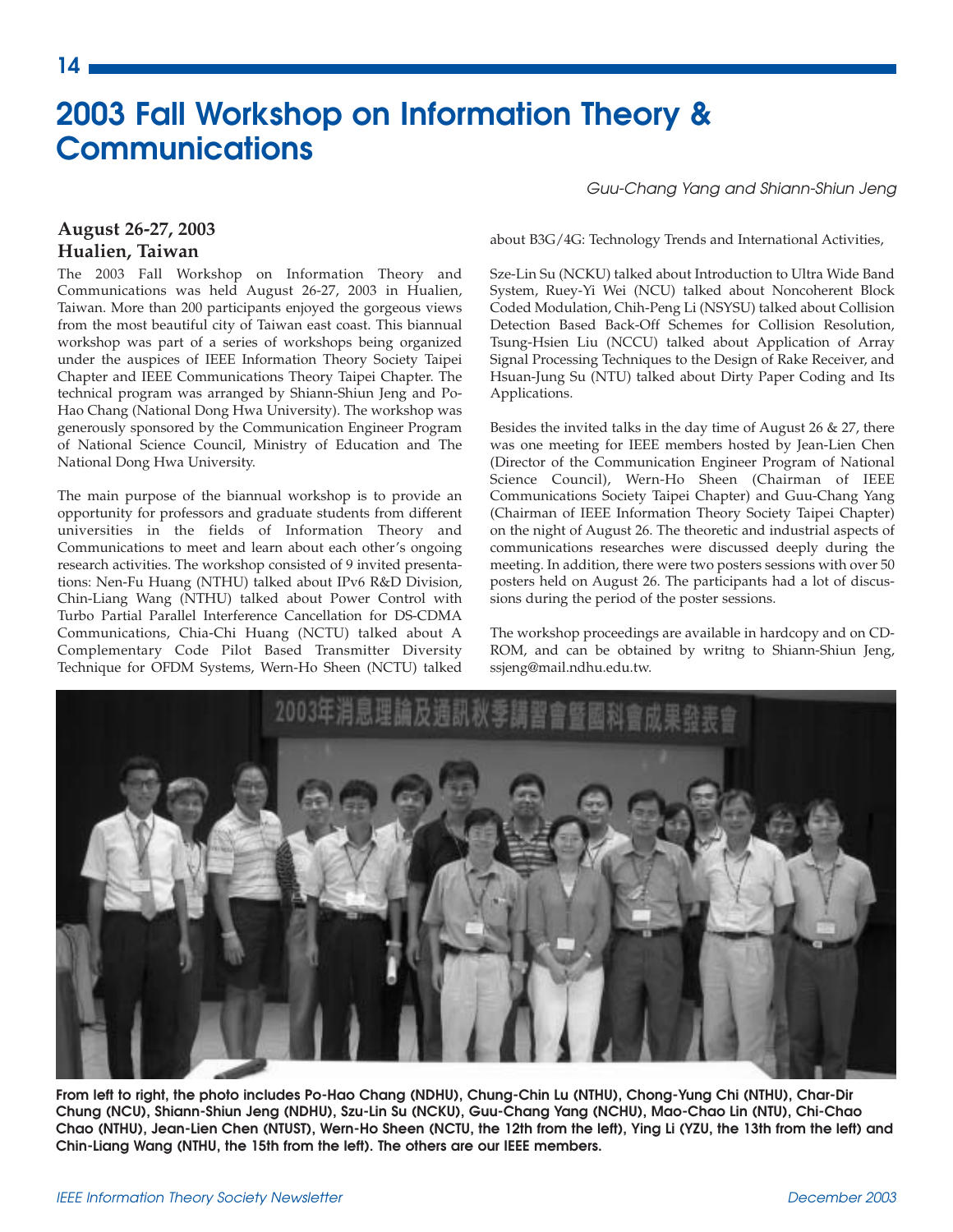# 2003 Fall Workshop on Information Theory & Communications

*Guu-Chang Yang and Shiann-Shiun Jeng*

### August 26-27, 2003
### Hualien, Taiwan

The 2003 Fall Workshop on Information Theory and Communications was held August 26-27, 2003 in Hualien, Taiwan. More than 200 participants enjoyed the gorgeous views from the most beautiful city of Taiwan east coast. This biannual workshop was part of a series of workshops being organized under the auspices of IEEE Information Theory Society Taipei Chapter and IEEE Communications Theory Society Taipei Chapter. The technical program was arranged by Shiann-Shiun Jeng and Po-Hao Chang (National Dong Hwa University). The workshop was generously sponsored by the Communication Engineer Program of National Science Council, Ministry of Education and The National Dong Hwa University.

The main purpose of the biannual workshop is to provide an opportunity for professors and graduate students from different universities in the fields of Information Theory and Communications to meet and learn about each other's ongoing research activities. The workshop consisted of 9 invited presentations: Nen-Fu Huang (NTHU) talked about IPv6 R&D Division, Chin-Liang Wang (NTHU) talked about Power Control with Turbo Partial Parallel Interference Cancellation for DS-CDMA Communications, Chia-Chi Huang (NCTU) talked about A Complementary Code Pilot Based Transmitter Diversity Technique for OFDM Systems, Wern-Ho Sheen (NCTU) talked about B3G/4G: Technology Trends and International Activities,

Sze-Lin Su (NCKU) talked about Introduction to Ultra Wide Band System, Ruey-Yi Wei (NCU) talked about Noncoherent Block Coded Modulation, Chih-Peng Li (NSYSU) talked about Collision Detection Based Back-Off Schemes for Collision Resolution, Tsung-Hsien Liu (NCCU) talked about Application of Array Signal Processing Techniques to the Design of Rake Receiver, and Hsuan-Jung Su (NTU) talked about Dirty Paper Coding and Its Applications.

Besides the invited talks in the day time of August 26 & 27, there was one meeting for IEEE members hosted by Jean-Lien Chen (Director of the Communication Engineer Program of National Science Council), Wern-Ho Sheen (Chairman of IEEE Communications Society Taipei Chapter) and Guu-Chang Yang (Chairman of IEEE Information Theory Society Taipei Chapter) on the night of August 26. The theoretic and industrial aspects of communications researches were discussed deeply during the meeting. In addition, there were two posters sessions with over 50 posters held on August 26. The participants had a lot of discussions during the period of the poster sessions.

The workshop proceedings are available in hardcopy and on CD-ROM, and can be obtained by writng to Shiann-Shiun Jeng, ssjeng@mail.ndhu.edu.tw.

**From left to right, the photo includes Po-Hao Chang (NDHU), Chung-Chin Lu (NTHU), Chong-Yung Chi (NTHU), Char-Dir Chung (NCU), Shiann-Shiun Jeng (NDHU), Szu-Lin Su (NCKU), Guu-Chang Yang (NCHU), Mao-Chao Lin (NTU), Chi-Chao Chao (NTHU), Jean-Lien Chen (NTUST), Wern-Ho Sheen (NCTU, the 12th from the left), Ying Li (YZU, the 13th from the left) and Chin-Liang Wang (NTHU, the 15th from the left). The others are our IEEE members.**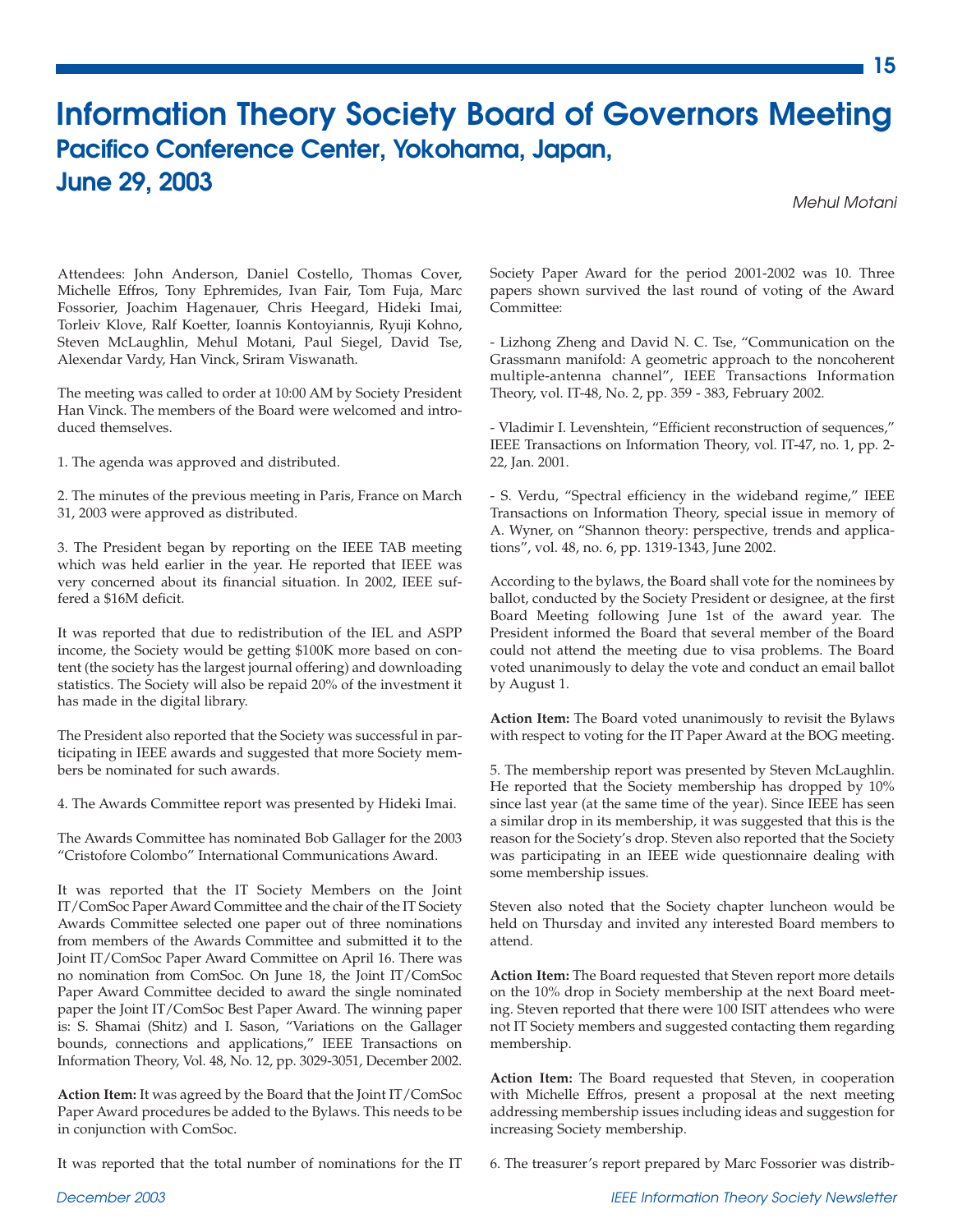# Information Theory Society Board of Governors Meeting

## Pacifico Conference Center, Yokohama, Japan, June 29, 2003

*Mehul Motani*

Attendees: John Anderson, Daniel Costello, Thomas Cover, Michelle Effros, Tony Ephremides, Ivan Fair, Tom Fuja, Marc Fossorier, Joachim Hagenauer, Chris Heegard, Hideki Imai, Torleiv Klove, Ralf Koetter, Ioannis Kontoyiannis, Ryuji Kohno, Steven McLaughlin, Mehul Motani, Paul Siegel, David Tse, Alexendar Vardy, Han Vinck, Sriram Viswanath.

The meeting was called to order at 10:00 AM by Society President Han Vinck. The members of the Board were welcomed and introduced themselves.

1. The agenda was approved and distributed.

2. The minutes of the previous meeting in Paris, France on March 31, 2003 were approved as distributed.

3. The President began by reporting on the IEEE TAB meeting which was held earlier in the year. He reported that IEEE was very concerned about its financial situation. In 2002, IEEE suffered a $16M deficit.

It was reported that due to redistribution of the IEL and ASPP income, the Society would be getting $100K more based on content (the society has the largest journal offering) and downloading statistics. The Society will also be repaid 20% of the investment it has made in the digital library.

The President also reported that the Society was successful in participating in IEEE awards and suggested that more Society members be nominated for such awards.

4. The Awards Committee report was presented by Hideki Imai.

The Awards Committee has nominated Bob Gallager for the 2003 "Cristofore Colombo" International Communications Award.

It was reported that the IT Society Members on the Joint IT/ComSoc Paper Award Committee and the chair of the IT Society Awards Committee selected one paper out of three nominations from members of the Awards Committee and submitted it to the Joint IT/ComSoc Paper Award Committee on April 16. There was no nomination from ComSoc. On June 18, the Joint IT/ComSoc Paper Award Committee decided to award the single nominated paper the Joint IT/ComSoc Best Paper Award. The winning paper is: S. Shamai (Shitz) and I. Sason, "Variations on the Gallager bounds, connections and applications," IEEE Transactions on Information Theory, Vol. 48, No. 12, pp. 3029-3051, December 2002.

**Action Item:** It was agreed by the Board that the Joint IT/ComSoc Paper Award procedures be added to the Bylaws. This needs to be in conjunction with ComSoc.

It was reported that the total number of nominations for the IT Society Paper Award for the period 2001-2002 was 10. Three papers shown survived the last round of voting of the Award Committee:

- Lizhong Zheng and David N. C. Tse, "Communication on the Grassmann manifold: A geometric approach to the noncoherent multiple-antenna channel", IEEE Transactions Information Theory, vol. IT-48, No. 2, pp. 359 - 383, February 2002.

- Vladimir I. Levenshtein, "Efficient reconstruction of sequences," IEEE Transactions on Information Theory, vol. IT-47, no. 1, pp. 2-22, Jan. 2001.

- S. Verdu, "Spectral efficiency in the wideband regime," IEEE Transactions on Information Theory, special issue in memory of A. Wyner, on "Shannon theory: perspective, trends and applications", vol. 48, no. 6, pp. 1319-1343, June 2002.

According to the bylaws, the Board shall vote for the nominees by ballot, conducted by the Society President or designee, at the first Board Meeting following June 1st of the award year. The President informed the Board that several member of the Board could not attend the meeting due to visa problems. The Board voted unanimously to delay the vote and conduct an email ballot by August 1.

**Action Item:** The Board voted unanimously to revisit the Bylaws with respect to voting for the IT Paper Award at the BOG meeting.

5. The membership report was presented by Steven McLaughlin. He reported that the Society membership has dropped by 10% since last year (at the same time of the year). Since IEEE has seen a similar drop in its membership, it was suggested that this is the reason for the Society's drop. Steven also reported that the Society was participating in an IEEE wide questionnaire dealing with some membership issues.

Steven also noted that the Society chapter luncheon would be held on Thursday and invited any interested Board members to attend.

**Action Item:** The Board requested that Steven report more details on the 10% drop in Society membership at the next Board meeting. Steven reported that there were 100 ISIT attendees who were not IT Society members and suggested contacting them regarding membership.

**Action Item:** The Board requested that Steven, in cooperation with Michelle Effros, present a proposal at the next meeting addressing membership issues including ideas and suggestion for increasing Society membership.

6. The treasurer's report prepared by Marc Fossorier was distrib-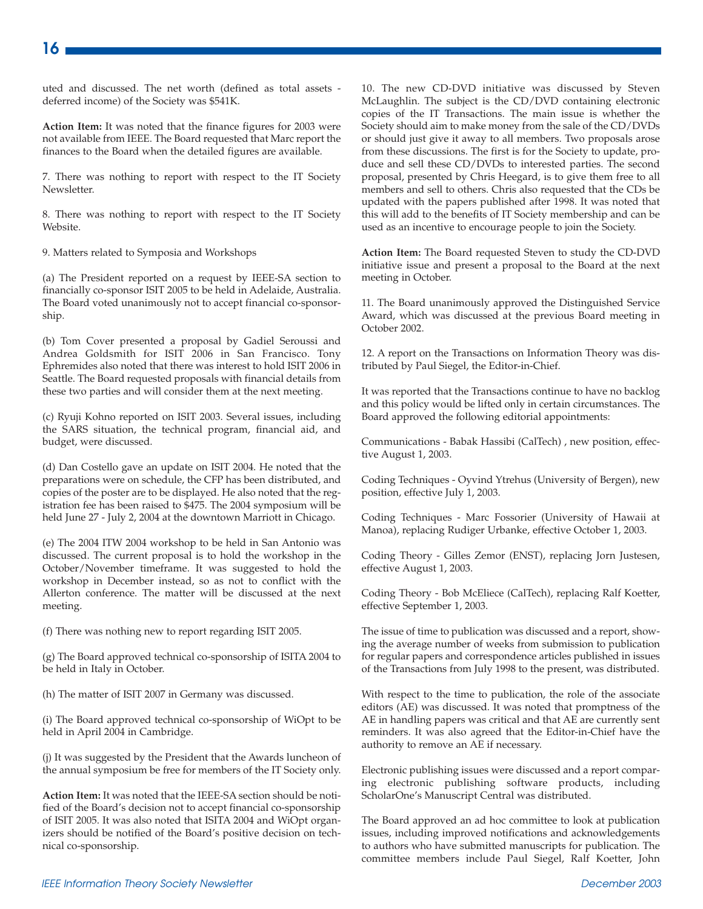uted and discussed. The net worth (defined as total assets - deferred income) of the Society was $541K.

**Action Item:** It was noted that the finance figures for 2003 were not available from IEEE. The Board requested that Marc report the finances to the Board when the detailed figures are available.

7. There was nothing to report with respect to the IT Society Newsletter.

8. There was nothing to report with respect to the IT Society Website.

9. Matters related to Symposia and Workshops

(a) The President reported on a request by IEEE-SA section to financially co-sponsor ISIT 2005 to be held in Adelaide, Australia. The Board voted unanimously not to accept financial co-sponsorship.

(b) Tom Cover presented a proposal by Gadiel Seroussi and Andrea Goldsmith for ISIT 2006 in San Francisco. Tony Ephremides also noted that there was interest to hold ISIT 2006 in Seattle. The Board requested proposals with financial details from these two parties and will consider them at the next meeting.

(c) Ryuji Kohno reported on ISIT 2003. Several issues, including the SARS situation, the technical program, financial aid, and budget, were discussed.

(d) Dan Costello gave an update on ISIT 2004. He noted that the preparations were on schedule, the CFP has been distributed, and copies of the poster are to be displayed. He also noted that the registration fee has been raised to $475. The 2004 symposium will be held June 27 - July 2, 2004 at the downtown Marriott in Chicago.

(e) The 2004 ITW 2004 workshop to be held in San Antonio was discussed. The current proposal is to hold the workshop in the October/November timeframe. It was suggested to hold the workshop in December instead, so as not to conflict with the Allerton conference. The matter will be discussed at the next meeting.

(f) There was nothing new to report regarding ISIT 2005.

(g) The Board approved technical co-sponsorship of ISITA 2004 to be held in Italy in October.

(h) The matter of ISIT 2007 in Germany was discussed.

(i) The Board approved technical co-sponsorship of WiOpt to be held in April 2004 in Cambridge.

(j) It was suggested by the President that the Awards luncheon of the annual symposium be free for members of the IT Society only.

**Action Item:** It was noted that the IEEE-SA section should be notified of the Board's decision not to accept financial co-sponsorship of ISIT 2005. It was also noted that ISITA 2004 and WiOpt organizers should be notified of the Board's positive decision on technical co-sponsorship.

10. The new CD-DVD initiative was discussed by Steven McLaughlin. The subject is the CD/DVD containing electronic copies of the IT Transactions. The main issue is whether the Society should aim to make money from the sale of the CD/DVDs or should just give it away to all members. Two proposals arose from these discussions. The first is for the Society to update, produce and sell these CD/DVDs to interested parties. The second proposal, presented by Chris Heegard, is to give them free to all members and sell to others. Chris also requested that the CDs be updated with the papers published after 1998. It was noted that this will add to the benefits of IT Society membership and can be used as an incentive to encourage people to join the Society.

**Action Item:** The Board requested Steven to study the CD-DVD initiative issue and present a proposal to the Board at the next meeting in October.

11. The Board unanimously approved the Distinguished Service Award, which was discussed at the previous Board meeting in October 2002.

12. A report on the Transactions on Information Theory was distributed by Paul Siegel, the Editor-in-Chief.

It was reported that the Transactions continue to have no backlog and this policy would be lifted only in certain circumstances. The Board approved the following editorial appointments:

Communications - Babak Hassibi (CalTech) , new position, effective August 1, 2003.

Coding Techniques - Oyvind Ytrehus (University of Bergen), new position, effective July 1, 2003.

Coding Techniques - Marc Fossorier (University of Hawaii at Manoa), replacing Rudiger Urbanke, effective October 1, 2003.

Coding Theory - Gilles Zemor (ENST), replacing Jorn Justesen, effective August 1, 2003.

Coding Theory - Bob McEliece (CalTech), replacing Ralf Koetter, effective September 1, 2003.

The issue of time to publication was discussed and a report, showing the average number of weeks from submission to publication for regular papers and correspondence articles published in issues of the Transactions from July 1998 to the present, was distributed.

With respect to the time to publication, the role of the associate editors (AE) was discussed. It was noted that promptness of the AE in handling papers was critical and that AE are currently sent reminders. It was also agreed that the Editor-in-Chief have the authority to remove an AE if necessary.

Electronic publishing issues were discussed and a report comparing electronic publishing software products, including ScholarOne's Manuscript Central was distributed.

The Board approved an ad hoc committee to look at publication issues, including improved notifications and acknowledgements to authors who have submitted manuscripts for publication. The committee members include Paul Siegel, Ralf Koetter, John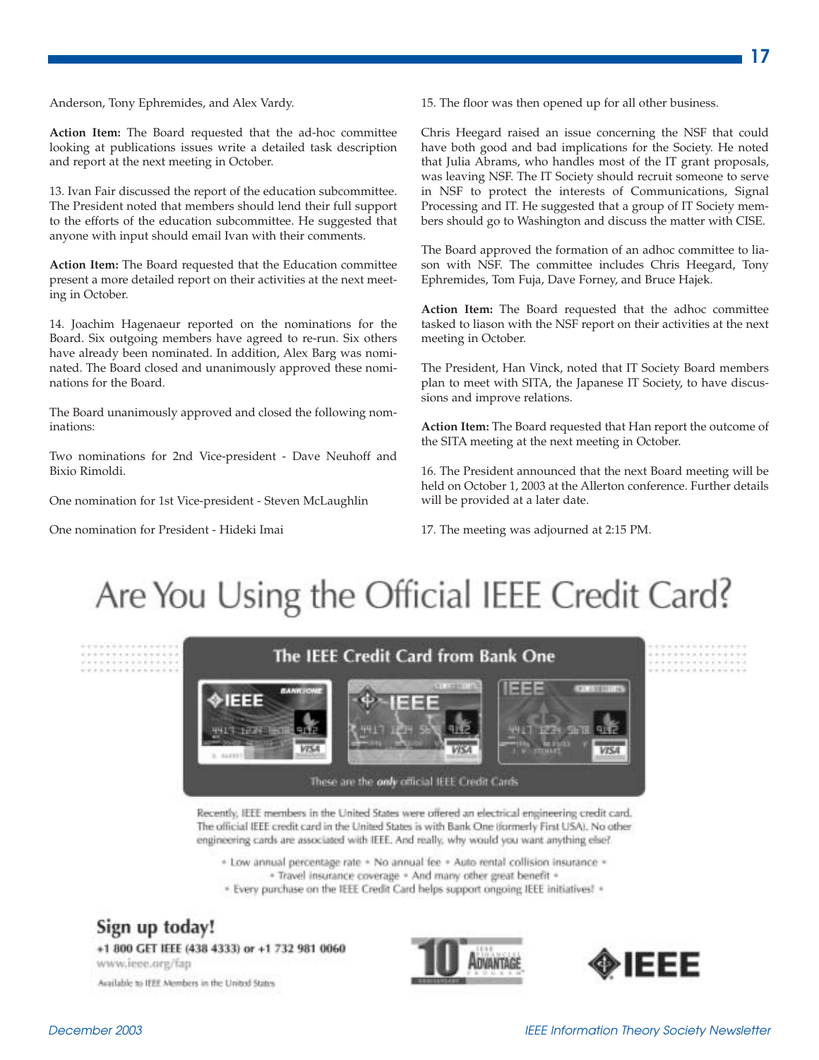Anderson, Tony Ephremides, and Alex Vardy.

**Action Item:** The Board requested that the ad-hoc committee looking at publications issues write a detailed task description and report at the next meeting in October.

13. Ivan Fair discussed the report of the education subcommittee. The President noted that members should lend their full support to the efforts of the education subcommittee. He suggested that anyone with input should email Ivan with their comments.

**Action Item:** The Board requested that the Education committee present a more detailed report on their activities at the next meeting in October.

14. Joachim Hagenaeur reported on the nominations for the Board. Six outgoing members have agreed to re-run. Six others have already been nominated. In addition, Alex Barg was nominated. The Board closed and unanimously approved these nominations for the Board.

The Board unanimously approved and closed the following nominations:

Two nominations for 2nd Vice-president - Dave Neuhoff and Bixio Rimoldi.

One nomination for 1st Vice-president - Steven McLaughlin

One nomination for President - Hideki Imai

15. The floor was then opened up for all other business.

Chris Heegard raised an issue concerning the NSF that could have both good and bad implications for the Society. He noted that Julia Abrams, who handles most of the IT grant proposals, was leaving NSF. The IT Society should recruit someone to serve in NSF to protect the interests of Communications, Signal Processing and IT. He suggested that a group of IT Society members should go to Washington and discuss the matter with CISE.

The Board approved the formation of an adhoc committee to liason with NSF. The committee includes Chris Heegard, Tony Ephremides, Tom Fuja, Dave Forney, and Bruce Hajek.

**Action Item:** The Board requested that the adhoc committee tasked to liason with the NSF report on their activities at the next meeting in October.

The President, Han Vinck, noted that IT Society Board members plan to meet with SITA, the Japanese IT Society, to have discussions and improve relations.

**Action Item:** The Board requested that Han report the outcome of the SITA meeting at the next meeting in October.

16. The President announced that the next Board meeting will be held on October 1, 2003 at the Allerton conference. Further details will be provided at a later date.

17. The meeting was adjourned at 2:15 PM.

# Are You Using the Official IEEE Credit Card?

**The IEEE Credit Card from Bank One**

These are the *only* official IEEE Credit Cards

Recently, IEEE members in the United States were offered an electrical engineering credit card. The official IEEE credit card in the United States is with Bank One (formerly First USA). No other engineering cards are associated with IEEE. And really, why would you want anything else?

• Low annual percentage rate • No annual fee • Auto rental collision insurance • • Travel insurance coverage • And many other great benefit • • Every purchase on the IEEE Credit Card helps support ongoing IEEE initiatives! •

**Sign up today!**

**+1 800 GET IEEE (438 4333) or +1 732 981 0060**

www.ieee.org/fap

Available to IEEE Members in the United States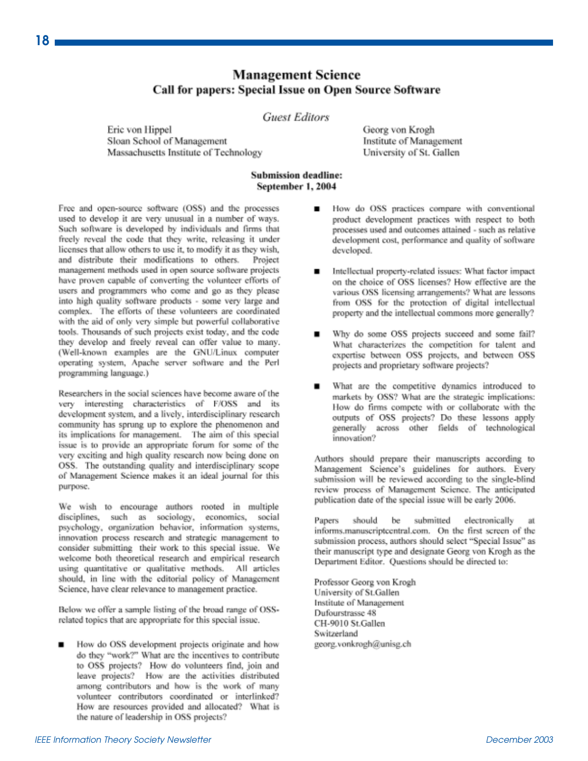# Management Science
## Call for papers: Special Issue on Open Source Software

*Guest Editors*

Eric von Hippel
Sloan School of Management
Massachusetts Institute of Technology

Georg von Krogh
Institute of Management
University of St. Gallen

**Submission deadline:**
**September 1, 2004**

Free and open-source software (OSS) and the processes used to develop it are very unusual in a number of ways. Such software is developed by individuals and firms that freely reveal the code that they write, releasing it under licenses that allow others to use it, to modify it as they wish, and distribute their modifications to others. Project management methods used in open source software projects have proven capable of converting the volunteer efforts of users and programmers who come and go as they please into high quality software products - some very large and complex. The efforts of these volunteers are coordinated with the aid of only very simple but powerful collaborative tools. Thousands of such projects exist today, and the code they develop and freely reveal can offer value to many. (Well-known examples are the GNU/Linux computer operating system, Apache server software and the Perl programming language.)

Researchers in the social sciences have become aware of the very interesting characteristics of F/OSS and its development system, and a lively, interdisciplinary research community has sprung up to explore the phenomenon and its implications for management. The aim of this special issue is to provide an appropriate forum for some of the very exciting and high quality research now being done on OSS. The outstanding quality and interdisciplinary scope of Management Science makes it an ideal journal for this purpose.

We wish to encourage authors rooted in multiple disciplines, such as sociology, economics, social psychology, organization behavior, information systems, innovation process research and strategic management to consider submitting their work to this special issue. We welcome both theoretical research and empirical research using quantitative or qualitative methods. All articles should, in line with the editorial policy of Management Science, have clear relevance to management practice.

Below we offer a sample listing of the broad range of OSS-related topics that are appropriate for this special issue.

- How do OSS development projects originate and how do they "work?" What are the incentives to contribute to OSS projects? How do volunteers find, join and leave projects? How are the activities distributed among contributors and how is the work of many volunteer contributors coordinated or interlinked? How are resources provided and allocated? What is the nature of leadership in OSS projects?
- How do OSS practices compare with conventional product development practices with respect to both processes used and outcomes attained - such as relative development cost, performance and quality of software developed.
- Intellectual property-related issues: What factor impact on the choice of OSS licenses? How effective are the various OSS licensing arrangements? What are lessons from OSS for the protection of digital intellectual property and the intellectual commons more generally?
- Why do some OSS projects succeed and some fail? What characterizes the competition for talent and expertise between OSS projects, and between OSS projects and proprietary software projects?
- What are the competitive dynamics introduced to markets by OSS? What are the strategic implications: How do firms compete with or collaborate with the outputs of OSS projects? Do these lessons apply generally across other fields of technological innovation?

Authors should prepare their manuscripts according to Management Science's guidelines for authors. Every submission will be reviewed according to the single-blind review process of Management Science. The anticipated publication date of the special issue will be early 2006.

Papers should be submitted electronically at informs.manuscriptcentral.com. On the first screen of the submission process, authors should select "Special Issue" as their manuscript type and designate Georg von Krogh as the Department Editor. Questions should be directed to:

Professor Georg von Krogh
University of St.Gallen
Institute of Management
Dufourstrasse 48
CH-9010 St.Gallen
Switzerland
georg.vonkrogh@unisg.ch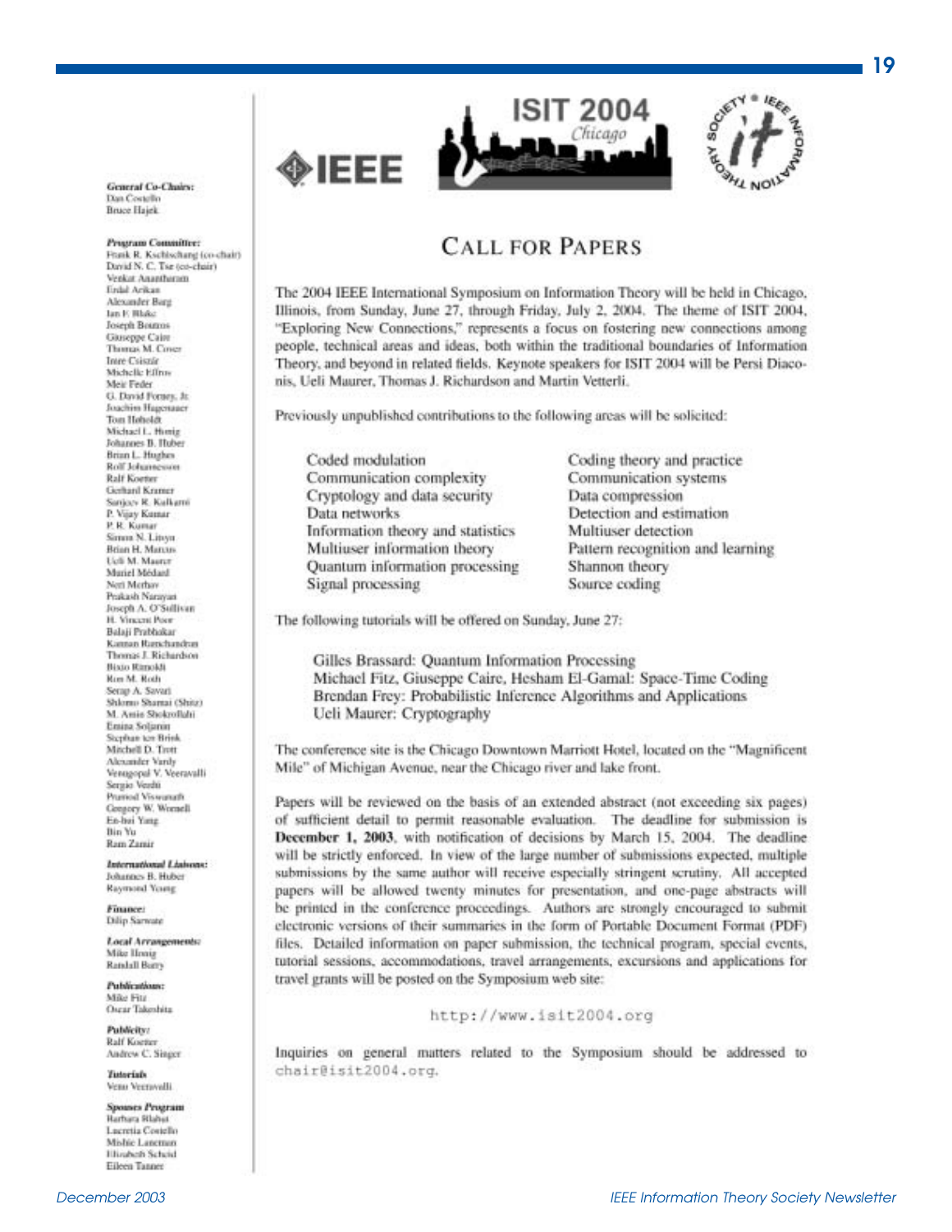# CALL FOR PAPERS

The 2004 IEEE International Symposium on Information Theory will be held in Chicago, Illinois, from Sunday, June 27, through Friday, July 2, 2004. The theme of ISIT 2004, "Exploring New Connections," represents a focus on fostering new connections among people, technical areas and ideas, both within the traditional boundaries of Information Theory, and beyond in related fields. Keynote speakers for ISIT 2004 will be Persi Diaconis, Ueli Maurer, Thomas J. Richardson and Martin Vetterli.

Previously unpublished contributions to the following areas will be solicited:

- Coded modulation
- Communication complexity
- Cryptology and data security
- Data networks
- Information theory and statistics
- Multiuser information theory
- Quantum information processing
- Signal processing
- Coding theory and practice
- Communication systems
- Data compression
- Detection and estimation
- Multiuser detection
- Pattern recognition and learning
- Shannon theory
- Source coding

The following tutorials will be offered on Sunday, June 27:

Gilles Brassard: Quantum Information Processing
Michael Fitz, Giuseppe Caire, Hesham El-Gamal: Space-Time Coding
Brendan Frey: Probabilistic Inference Algorithms and Applications
Ueli Maurer: Cryptography

The conference site is the Chicago Downtown Marriott Hotel, located on the "Magnificent Mile" of Michigan Avenue, near the Chicago river and lake front.

Papers will be reviewed on the basis of an extended abstract (not exceeding six pages) of sufficient detail to permit reasonable evaluation. The deadline for submission is **December 1, 2003**, with notification of decisions by March 15, 2004. The deadline will be strictly enforced. In view of the large number of submissions expected, multiple submissions by the same author will receive especially stringent scrutiny. All accepted papers will be allowed twenty minutes for presentation, and one-page abstracts will be printed in the conference proceedings. Authors are strongly encouraged to submit electronic versions of their summaries in the form of Portable Document Format (PDF) files. Detailed information on paper submission, the technical program, special events, tutorial sessions, accommodations, travel arrangements, excursions and applications for travel grants will be posted on the Symposium web site:

http://www.isit2004.org

Inquiries on general matters related to the Symposium should be addressed to chair@isit2004.org.

***General Co-Chairs:***
Dan Costello
Bruce Hajek

***Program Committee:***
Frank R. Kschischang (co-chair)
David N. C. Tse (co-chair)
Venkat Anantharam
Erdal Arikan
Alexander Barg
Ian F. Blake
Joseph Boutros
Giuseppe Caire
Thomas M. Cover
Imre Csiszár
Michelle Effros
Meir Feder
G. David Forney, Jr.
Joachim Hagenauer
Tom Høholdt
Michael L. Honig
Johannes B. Huber
Brian L. Hughes
Rolf Johannesson
Ralf Koetter
Gerhard Kramer
Sanjeev R. Kulkarni
P. Vijay Kumar
P. R. Kumar
Simon N. Litsyn
Brian H. Marcus
Ueli M. Maurer
Muriel Médard
Neri Merhav
Prakash Narayan
Joseph A. O'Sullivan
H. Vincent Poor
Balaji Prabhakar
Kannan Ramchandran
Thomas J. Richardson
Bixio Rimoldi
Ron M. Roth
Serap A. Savari
Shlomo Shamai (Shitz)
M. Amin Shokrollahi
Emina Soljanin
Stephan ten Brink
Mitchell D. Trott
Alexander Vardy
Venugopal V. Veeravalli
Sergio Verdú
Pramod Viswanath
Gregory W. Wornell
En-hui Yang
Bin Yu
Ram Zamir

***International Liaisons:***
Johannes B. Huber
Raymond Yeung

***Finance:***
Dilip Sarwate

***Local Arrangements:***
Mike Honig
Randall Berry

***Publications:***
Mike Fitz
Oscar Takeshita

***Publicity:***
Ralf Koetter
Andrew C. Singer

***Tutorials***
Venu Veeravalli

***Spouses Program***
Barbara Blahut
Lucretia Costello
Mishie Lanerman
Elisabeth Scheid
Eileen Tanner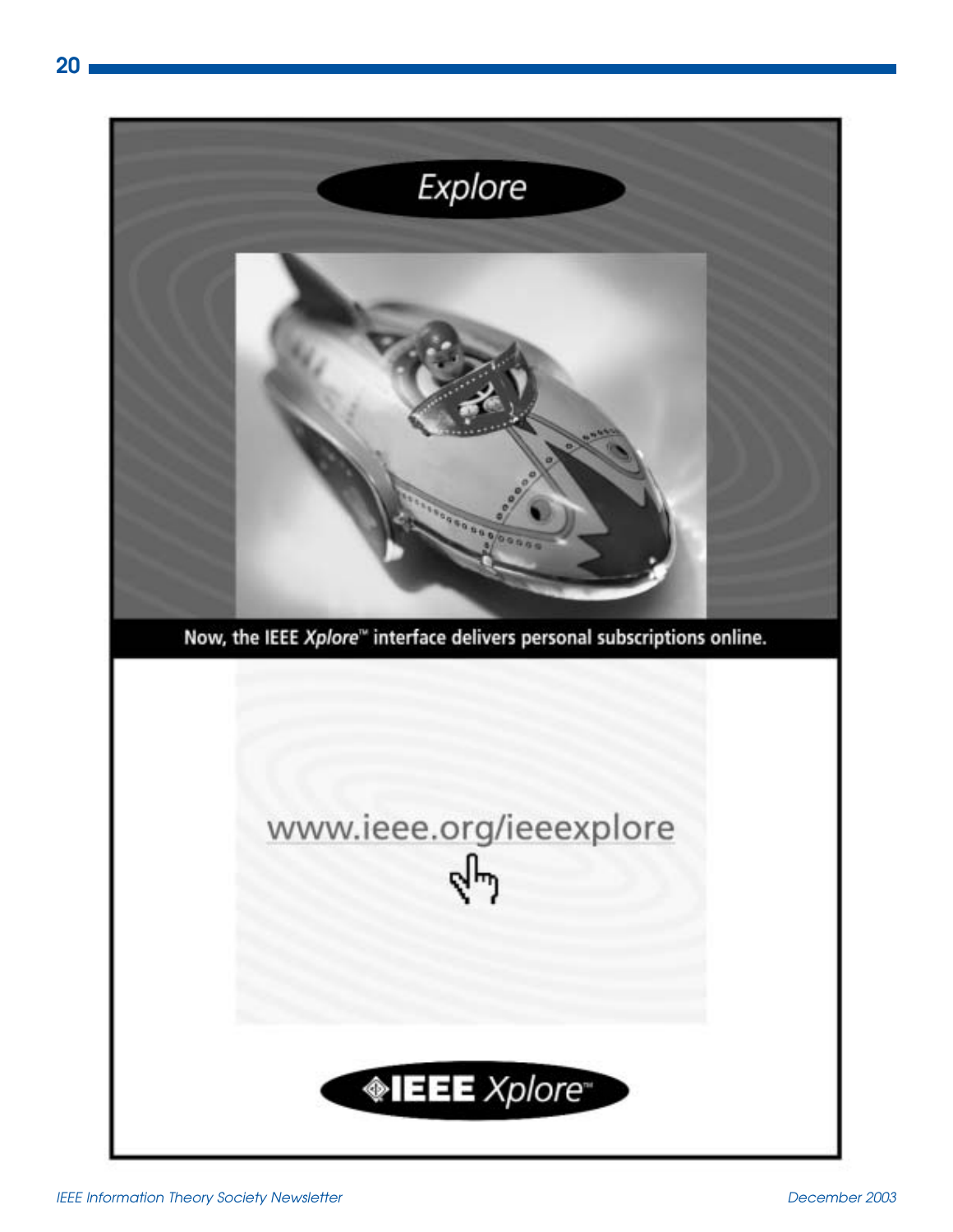Explore

Now, the IEEE *Xplore*™ interface delivers personal subscriptions online.

www.ieee.org/ieeexplore

IEEE *Xplore*™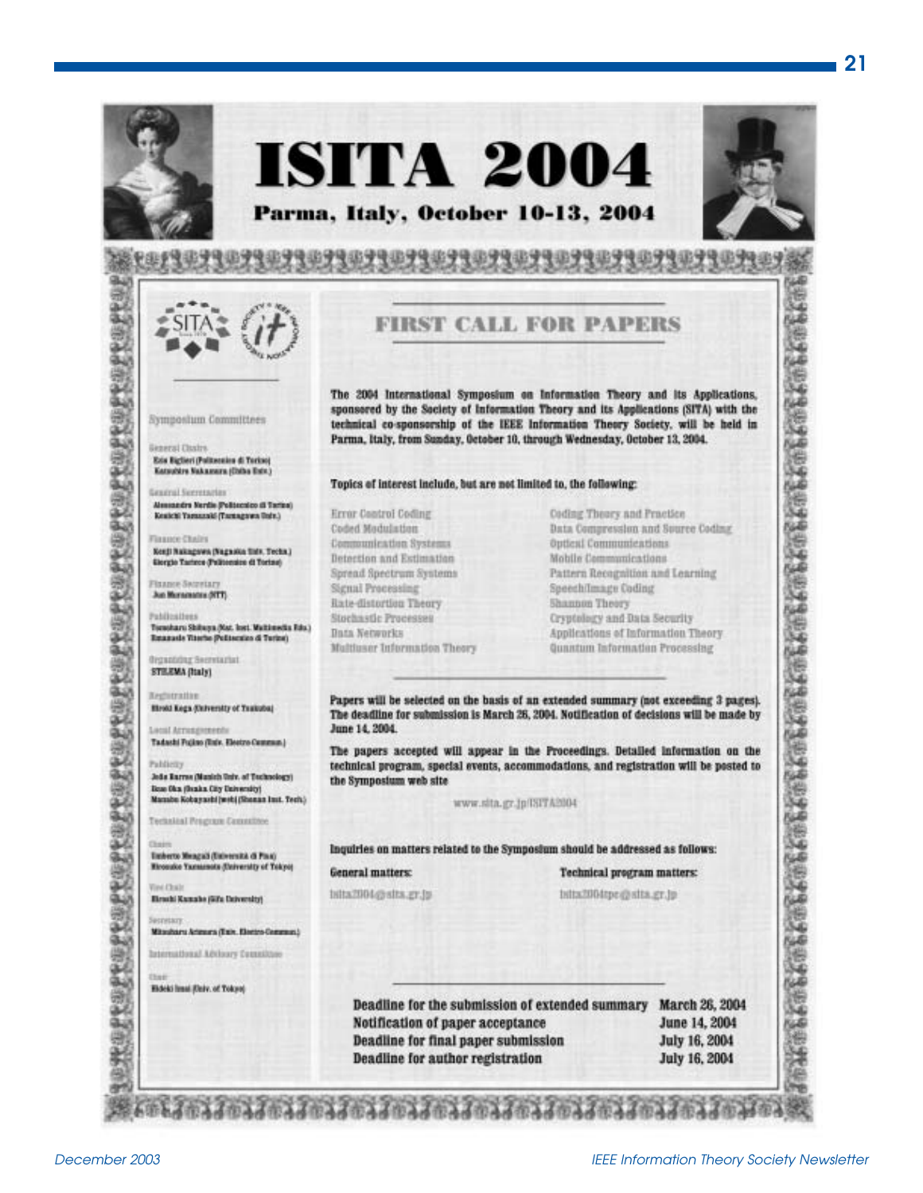# ISITA 2004

## Parma, Italy, October 10-13, 2004

### Symposium Committees

**General Chairs**
Ezio Biglieri (Politecnico di Torino)
Katsuhiro Nakamura (Chiba Univ.)

**General Secretaries**
Alessandro Nordio (Politecnico di Torino)
Keiichi Yamazaki (Tamagawa Univ.)

**Finance Chairs**
Kenji Nakagawa (Nagaoka Univ. Tech.)
Giorgio Taricco (Politecnico di Torino)

**Finance Secretary**
Jun Muramatsu (NTT)

**Publications**
Tsutomu Shibuya (Nat. Inst. Multimedia Edu.)
Emanuele Viterbo (Politecnico di Torino)

**Organizing Secretariat**
STILEMA (Italy)

**Registration**
Hiroki Koga (University of Tsukuba)

**Local Arrangements**
Tadashi Fujino (Univ. Electro-Commun.)

**Publicity**
João Barros (Munich Univ. of Technology)
Itsuo Oka (Osaka City University)
Manabu Kobayashi (Shonan Inst. Tech.)

**Technical Program Committee**

**Chairs**
Umberto Mengali (Università di Pisa)
Hirosuke Yamamoto (University of Tokyo)

**Vice Chair**
Hiroshi Kamabe (Gifu University)

**Secretary**
Mitsuharu Arimura (Univ. Electro-Commun.)

**International Advisory Committee**

**Chair**
Hideki Imai (Univ. of Tokyo)

## FIRST CALL FOR PAPERS

**The 2004 International Symposium on Information Theory and Its Applications, sponsored by the Society of Information Theory and Its Applications (SITA) with the technical co-sponsorship of the IEEE Information Theory Society, will be held in Parma, Italy, from Sunday, October 10, through Wednesday, October 13, 2004.**

**Topics of interest include, but are not limited to, the following:**

- Error Control Coding
- Coded Modulation
- Communication Systems
- Detection and Estimation
- Spread Spectrum Systems
- Signal Processing
- Rate-distortion Theory
- Stochastic Processes
- Data Networks
- Multiuser Information Theory
- Coding Theory and Practice
- Data Compression and Source Coding
- Optical Communications
- Mobile Communications
- Pattern Recognition and Learning
- Speech/Image Coding
- Shannon Theory
- Cryptology and Data Security
- Applications of Information Theory
- Quantum Information Processing

**Papers will be selected on the basis of an extended summary (not exceeding 3 pages). The deadline for submission is March 26, 2004. Notification of decisions will be made by June 14, 2004.**

**The papers accepted will appear in the Proceedings. Detailed information on the technical program, special events, accommodations, and registration will be posted to the Symposium web site**

www.sita.gr.jp/ISITA2004

**Inquiries on matters related to the Symposium should be addressed as follows:**

**General matters:**
isita2004@sita.gr.jp

**Technical program matters:**
isita2004tpc@sita.gr.jp

| | |
|---|---|
| **Deadline for the submission of extended summary** | **March 26, 2004** |
| **Notification of paper acceptance** | **June 14, 2004** |
| **Deadline for final paper submission** | **July 16, 2004** |
| **Deadline for author registration** | **July 16, 2004** |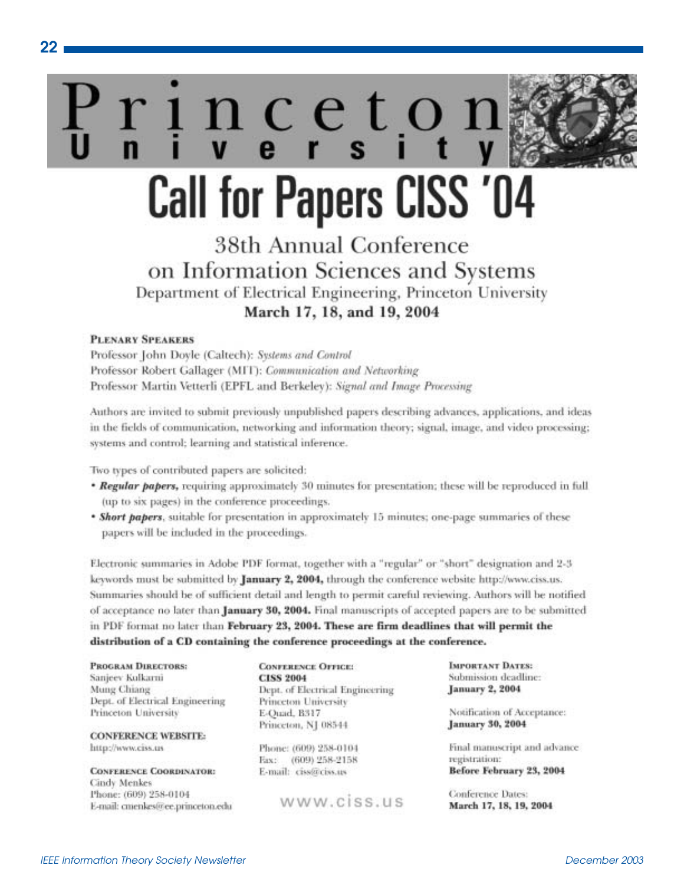# Princeton University

# Call for Papers CISS '04

## 38th Annual Conference on Information Sciences and Systems

Department of Electrical Engineering, Princeton University

**March 17, 18, and 19, 2004**

**PLENARY SPEAKERS**

Professor John Doyle (Caltech): *Systems and Control*
Professor Robert Gallager (MIT): *Communication and Networking*
Professor Martin Vetterli (EPFL and Berkeley): *Signal and Image Processing*

Authors are invited to submit previously unpublished papers describing advances, applications, and ideas in the fields of communication, networking and information theory; signal, image, and video processing; systems and control; learning and statistical inference.

Two types of contributed papers are solicited:

- ***Regular papers,*** requiring approximately 30 minutes for presentation; these will be reproduced in full (up to six pages) in the conference proceedings.
- ***Short papers***, suitable for presentation in approximately 15 minutes; one-page summaries of these papers will be included in the proceedings.

Electronic summaries in Adobe PDF format, together with a "regular" or "short" designation and 2-3 keywords must be submitted by **January 2, 2004,** through the conference website http://www.ciss.us. Summaries should be of sufficient detail and length to permit careful reviewing. Authors will be notified of acceptance no later than **January 30, 2004.** Final manuscripts of accepted papers are to be submitted in PDF format no later than **February 23, 2004. These are firm deadlines that will permit the distribution of a CD containing the conference proceedings at the conference.**

**PROGRAM DIRECTORS:**
Sanjeev Kulkarni
Mung Chiang
Dept. of Electrical Engineering
Princeton University

**CONFERENCE WEBSITE:**
http://www.ciss.us

**CONFERENCE COORDINATOR:**
Cindy Menkes
Phone: (609) 258-0104
E-mail: cmenkes@ee.princeton.edu

**CONFERENCE OFFICE:**
**CISS 2004**
Dept. of Electrical Engineering
Princeton University
E-Quad, B317
Princeton, NJ 08544

Phone: (609) 258-0104
Fax: (609) 258-2158
E-mail: ciss@ciss.us

www.ciss.us

**IMPORTANT DATES:**
Submission deadline:
**January 2, 2004**

Notification of Acceptance:
**January 30, 2004**

Final manuscript and advance registration:
**Before February 23, 2004**

Conference Dates:
**March 17, 18, 19, 2004**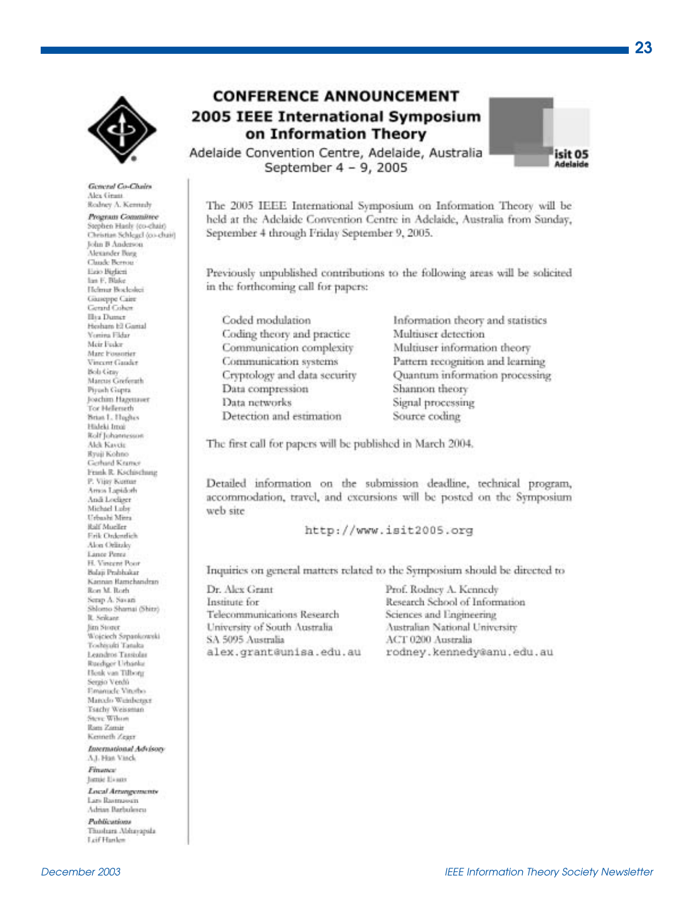# CONFERENCE ANNOUNCEMENT

## 2005 IEEE International Symposium on Information Theory

Adelaide Convention Centre, Adelaide, Australia
September 4 – 9, 2005

isit 05
Adelaide

*General Co-Chairs*
Alex Grant
Rodney A. Kennedy

*Program Committee*
Stephen Hanly (co-chair)
Christian Schlegel (co-chair)
John B Anderson
Alexander Barg
Claude Berrou
Ezio Biglieri
Ian F. Blake
Helmut Bolcskei
Giuseppe Caire
Gerard Cohen
Ilya Dumer
Hesham El Gamal
Yonina Eldar
Meir Feder
Marc Fossorier
Vincent Gaudet
Bob Gray
Marcus Greferath
Piyush Gupta
Joachim Hagenauer
Tor Helleseth
Brian L. Hughes
Hideki Imai
Rolf Johannesson
Alek Kavcic
Ryuji Kohno
Gerhard Kramer
Frank R. Kschischang
P. Vijay Kumar
Amos Lapidoth
Andi Loeliger
Michael Luby
Urbashi Mitra
Ralf Mueller
Erik Ordentlich
Alon Orlitsky
Lance Perez
H. Vincent Poor
Balaji Prabhakar
Kannan Ramchandran
Ron M. Roth
Serap A. Savari
Shlomo Shamai (Shitz)
R. Srikant
Jim Storer
Wojciech Szpankowski
Toshiyuki Tanaka
Leandros Tassiulas
Ruediger Urbanke
Henk van Tilborg
Sergio Verdú
Emanuele Viterbo
Marcelo Weinberger
Tsachy Weissman
Steve Wilson
Ram Zamir
Kenneth Zeger

*International Advisory*
A.J. Han Vinck

*Finance*
Jamie Evans

*Local Arrangements*
Lars Rasmussen
Adrian Barbulescu

*Publications*
Thushara Abhayapala
Leif Hanlen

The 2005 IEEE International Symposium on Information Theory will be held at the Adelaide Convention Centre in Adelaide, Australia from Sunday, September 4 through Friday September 9, 2005.

Previously unpublished contributions to the following areas will be solicited in the forthcoming call for papers:

- Coded modulation
- Coding theory and practice
- Communication complexity
- Communication systems
- Cryptology and data security
- Data compression
- Data networks
- Detection and estimation
- Information theory and statistics
- Multiuser detection
- Multiuser information theory
- Pattern recognition and learning
- Quantum information processing
- Shannon theory
- Signal processing
- Source coding

The first call for papers will be published in March 2004.

Detailed information on the submission deadline, technical program, accommodation, travel, and excursions will be posted on the Symposium web site

`http://www.isit2005.org`

Inquiries on general matters related to the Symposium should be directed to

Dr. Alex Grant
Institute for
Telecommunications Research
University of South Australia
SA 5095 Australia
`alex.grant@unisa.edu.au`

Prof. Rodney A. Kennedy
Research School of Information
Sciences and Engineering
Australian National University
ACT 0200 Australia
`rodney.kennedy@anu.edu.au`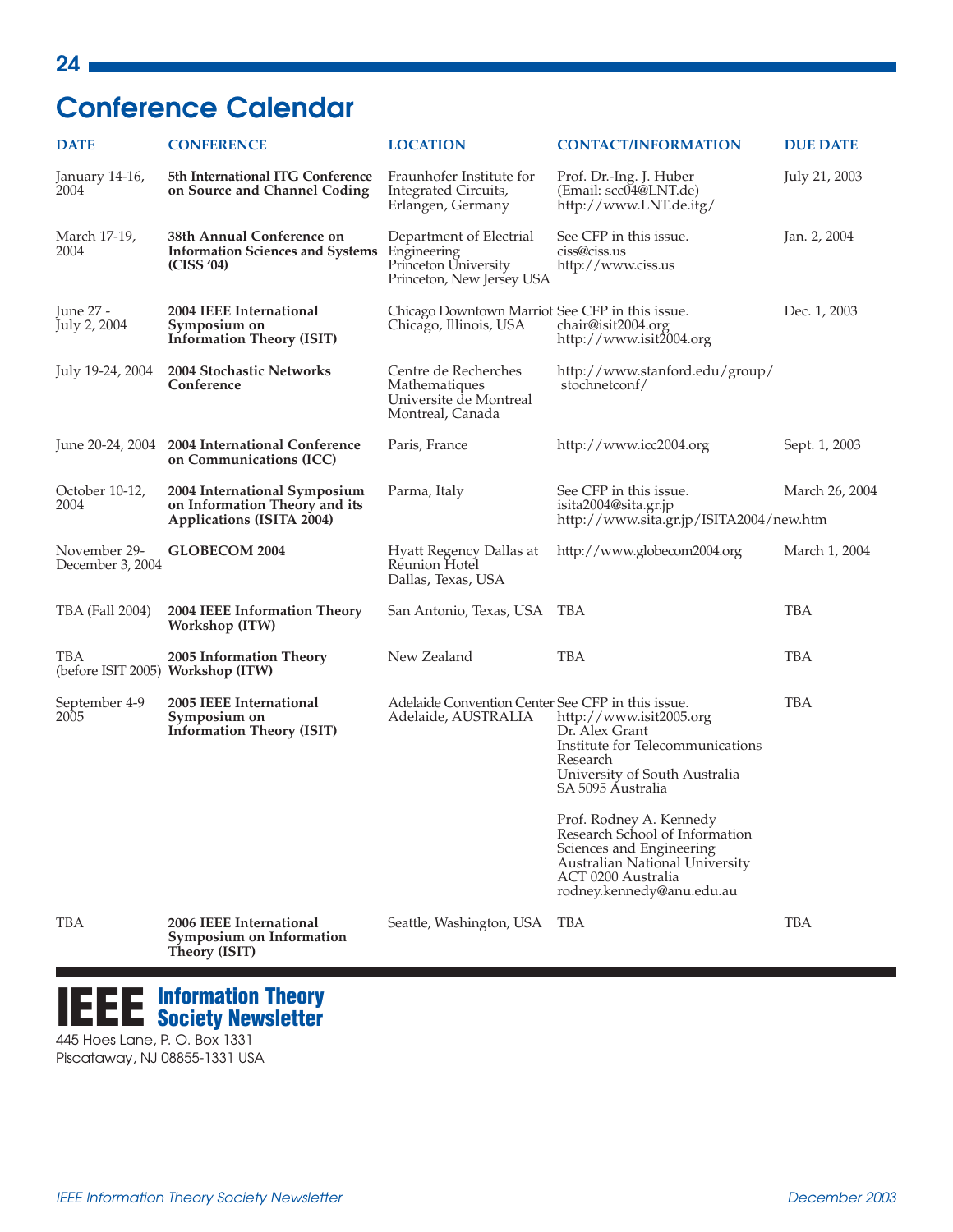# Conference Calendar

| DATE | CONFERENCE | LOCATION | CONTACT/INFORMATION | DUE DATE |
|---|---|---|---|---|
| January 14-16, 2004 | **5th International ITG Conference on Source and Channel Coding** | Fraunhofer Institute for Integrated Circuits, Erlangen, Germany | Prof. Dr.-Ing. J. Huber (Email: scc04@LNT.de) http://www.LNT.de.itg/ | July 21, 2003 |
| March 17-19, 2004 | **38th Annual Conference on Information Sciences and Systems (CISS '04)** | Department of Electrial Engineering Princeton University Princeton, New Jersey USA | See CFP in this issue. ciss@ciss.us http://www.ciss.us | Jan. 2, 2004 |
| June 27 - July 2, 2004 | **2004 IEEE International Symposium on Information Theory (ISIT)** | Chicago Downtown Marriot Chicago, Illinois, USA | See CFP in this issue. chair@isit2004.org http://www.isit2004.org | Dec. 1, 2003 |
| July 19-24, 2004 | **2004 Stochastic Networks Conference** | Centre de Recherches Mathematiques Universite de Montreal Montreal, Canada | http://www.stanford.edu/group/stochnetconf/ | |
| June 20-24, 2004 | **2004 International Conference on Communications (ICC)** | Paris, France | http://www.icc2004.org | Sept. 1, 2003 |
| October 10-12, 2004 | **2004 International Symposium on Information Theory and its Applications (ISITA 2004)** | Parma, Italy | See CFP in this issue. isita2004@sita.gr.jp http://www.sita.gr.jp/ISITA2004/new.htm | March 26, 2004 |
| November 29-December 3, 2004 | **GLOBECOM 2004** | Hyatt Regency Dallas at Reunion Hotel Dallas, Texas, USA | http://www.globecom2004.org | March 1, 2004 |
| TBA (Fall 2004) | **2004 IEEE Information Theory Workshop (ITW)** | San Antonio, Texas, USA | TBA | TBA |
| TBA (before ISIT 2005) | **2005 Information Theory Workshop (ITW)** | New Zealand | TBA | TBA |
| September 4-9 2005 | **2005 IEEE International Symposium on Information Theory (ISIT)** | Adelaide Convention Center Adelaide, AUSTRALIA | See CFP in this issue. http://www.isit2005.org Dr. Alex Grant Institute for Telecommunications Research University of South Australia SA 5095 Australia<br><br>Prof. Rodney A. Kennedy Research School of Information Sciences and Engineering Australian National University ACT 0200 Australia rodney.kennedy@anu.edu.au | TBA |
| TBA | **2006 IEEE International Symposium on Information Theory (ISIT)** | Seattle, Washington, USA | TBA | TBA |

**IEEE Information Theory Society Newsletter**

445 Hoes Lane, P. O. Box 1331
Piscataway, NJ 08855-1331 USA